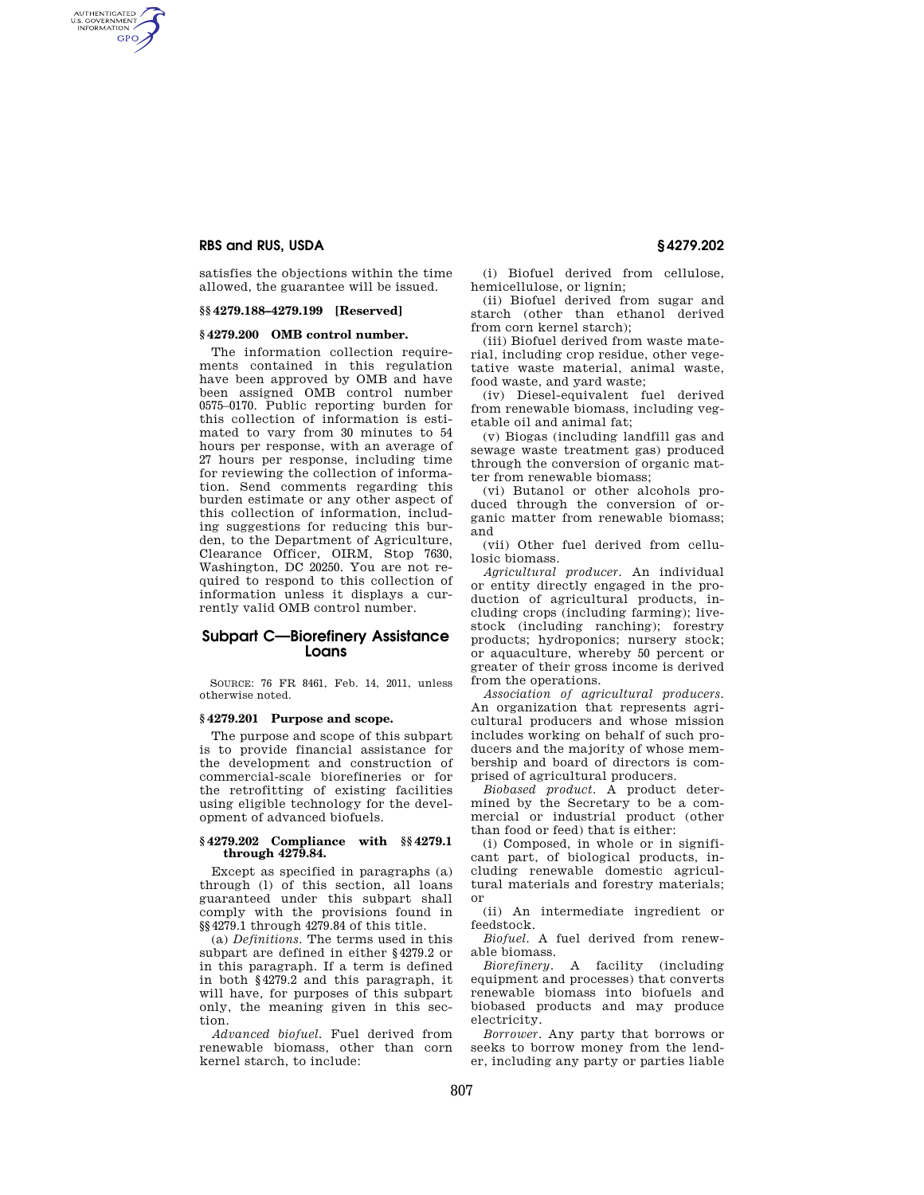satisfies the objections within the time allowed, the guarantee will be issued.

### §§ 4279.188–4279.199 [Reserved]

### § 4279.200 OMB control number.

The information collection requirements contained in this regulation have been approved by OMB and have been assigned OMB control number 0575–0170. Public reporting burden for this collection of information is estimated to vary from 30 minutes to 54 hours per response, with an average of 27 hours per response, including time for reviewing the collection of information. Send comments regarding this burden estimate or any other aspect of this collection of information, including suggestions for reducing this burden, to the Department of Agriculture, Clearance Officer, OIRM, Stop 7630, Washington, DC 20250. You are not required to respond to this collection of information unless it displays a currently valid OMB control number.

## Subpart C—Biorefinery Assistance Loans

SOURCE: 76 FR 8461, Feb. 14, 2011, unless otherwise noted.

### § 4279.201 Purpose and scope.

The purpose and scope of this subpart is to provide financial assistance for the development and construction of commercial-scale biorefineries or for the retrofitting of existing facilities using eligible technology for the development of advanced biofuels.

### § 4279.202 Compliance with §§ 4279.1 through 4279.84.

Except as specified in paragraphs (a) through (l) of this section, all loans guaranteed under this subpart shall comply with the provisions found in §§ 4279.1 through 4279.84 of this title.

(a) *Definitions.* The terms used in this subpart are defined in either § 4279.2 or in this paragraph. If a term is defined in both § 4279.2 and this paragraph, it will have, for purposes of this subpart only, the meaning given in this section.

*Advanced biofuel.* Fuel derived from renewable biomass, other than corn kernel starch, to include:

(i) Biofuel derived from cellulose, hemicellulose, or lignin;

(ii) Biofuel derived from sugar and starch (other than ethanol derived from corn kernel starch);

(iii) Biofuel derived from waste material, including crop residue, other vegetative waste material, animal waste, food waste, and yard waste;

(iv) Diesel-equivalent fuel derived from renewable biomass, including vegetable oil and animal fat;

(v) Biogas (including landfill gas and sewage waste treatment gas) produced through the conversion of organic matter from renewable biomass;

(vi) Butanol or other alcohols produced through the conversion of organic matter from renewable biomass; and

(vii) Other fuel derived from cellulosic biomass.

*Agricultural producer.* An individual or entity directly engaged in the production of agricultural products, including crops (including farming); livestock (including ranching); forestry products; hydroponics; nursery stock; or aquaculture, whereby 50 percent or greater of their gross income is derived from the operations.

*Association of agricultural producers.* An organization that represents agricultural producers and whose mission includes working on behalf of such producers and the majority of whose membership and board of directors is comprised of agricultural producers.

*Biobased product.* A product determined by the Secretary to be a commercial or industrial product (other than food or feed) that is either:

(i) Composed, in whole or in significant part, of biological products, including renewable domestic agricultural materials and forestry materials; or

(ii) An intermediate ingredient or feedstock.

*Biofuel.* A fuel derived from renewable biomass.

*Biorefinery.* A facility (including equipment and processes) that converts renewable biomass into biofuels and biobased products and may produce electricity.

*Borrower.* Any party that borrows or seeks to borrow money from the lender, including any party or parties liable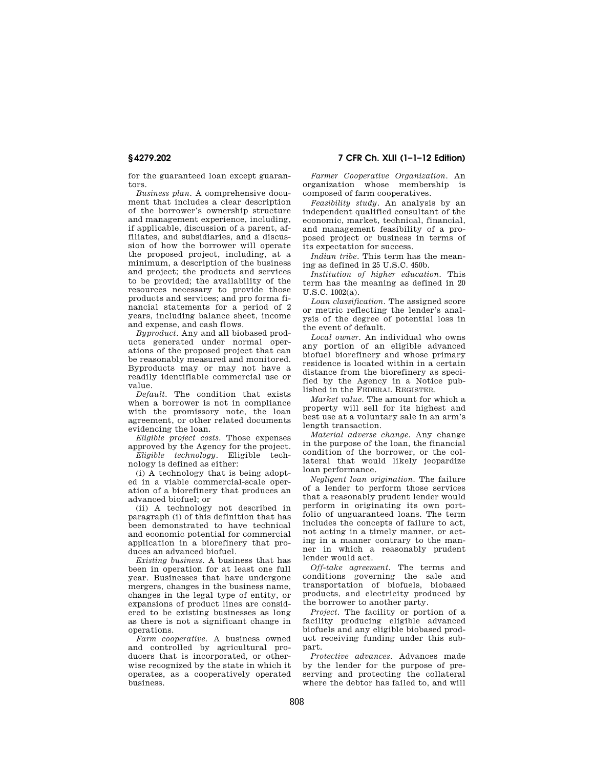for the guaranteed loan except guarantors.

*Business plan.* A comprehensive document that includes a clear description of the borrower's ownership structure and management experience, including, if applicable, discussion of a parent, affiliates, and subsidiaries, and a discussion of how the borrower will operate the proposed project, including, at a minimum, a description of the business and project; the products and services to be provided; the availability of the resources necessary to provide those products and services; and pro forma financial statements for a period of 2 years, including balance sheet, income and expense, and cash flows.

*Byproduct.* Any and all biobased products generated under normal operations of the proposed project that can be reasonably measured and monitored. Byproducts may or may not have a readily identifiable commercial use or value.

*Default.* The condition that exists when a borrower is not in compliance with the promissory note, the loan agreement, or other related documents evidencing the loan.

*Eligible project costs.* Those expenses approved by the Agency for the project.

*Eligible technology.* Eligible technology is defined as either:

(i) A technology that is being adopted in a viable commercial-scale operation of a biorefinery that produces an advanced biofuel; or

(ii) A technology not described in paragraph (i) of this definition that has been demonstrated to have technical and economic potential for commercial application in a biorefinery that produces an advanced biofuel.

*Existing business.* A business that has been in operation for at least one full year. Businesses that have undergone mergers, changes in the business name, changes in the legal type of entity, or expansions of product lines are considered to be existing businesses as long as there is not a significant change in operations.

*Farm cooperative.* A business owned and controlled by agricultural producers that is incorporated, or otherwise recognized by the state in which it operates, as a cooperatively operated business.

*Farmer Cooperative Organization.* An organization whose membership is composed of farm cooperatives.

*Feasibility study.* An analysis by an independent qualified consultant of the economic, market, technical, financial, and management feasibility of a proposed project or business in terms of its expectation for success.

*Indian tribe.* This term has the meaning as defined in 25 U.S.C. 450b.

*Institution of higher education.* This term has the meaning as defined in 20 U.S.C. 1002(a).

*Loan classification.* The assigned score or metric reflecting the lender's analysis of the degree of potential loss in the event of default.

*Local owner.* An individual who owns any portion of an eligible advanced biofuel biorefinery and whose primary residence is located within in a certain distance from the biorefinery as specified by the Agency in a Notice published in the FEDERAL REGISTER.

*Market value.* The amount for which a property will sell for its highest and best use at a voluntary sale in an arm's length transaction.

*Material adverse change.* Any change in the purpose of the loan, the financial condition of the borrower, or the collateral that would likely jeopardize loan performance.

*Negligent loan origination.* The failure of a lender to perform those services that a reasonably prudent lender would perform in originating its own portfolio of unguaranteed loans. The term includes the concepts of failure to act, not acting in a timely manner, or acting in a manner contrary to the manner in which a reasonably prudent lender would act.

*Off-take agreement.* The terms and conditions governing the sale and transportation of biofuels, biobased products, and electricity produced by the borrower to another party.

*Project.* The facility or portion of a facility producing eligible advanced biofuels and any eligible biobased product receiving funding under this subpart.

*Protective advances.* Advances made by the lender for the purpose of preserving and protecting the collateral where the debtor has failed to, and will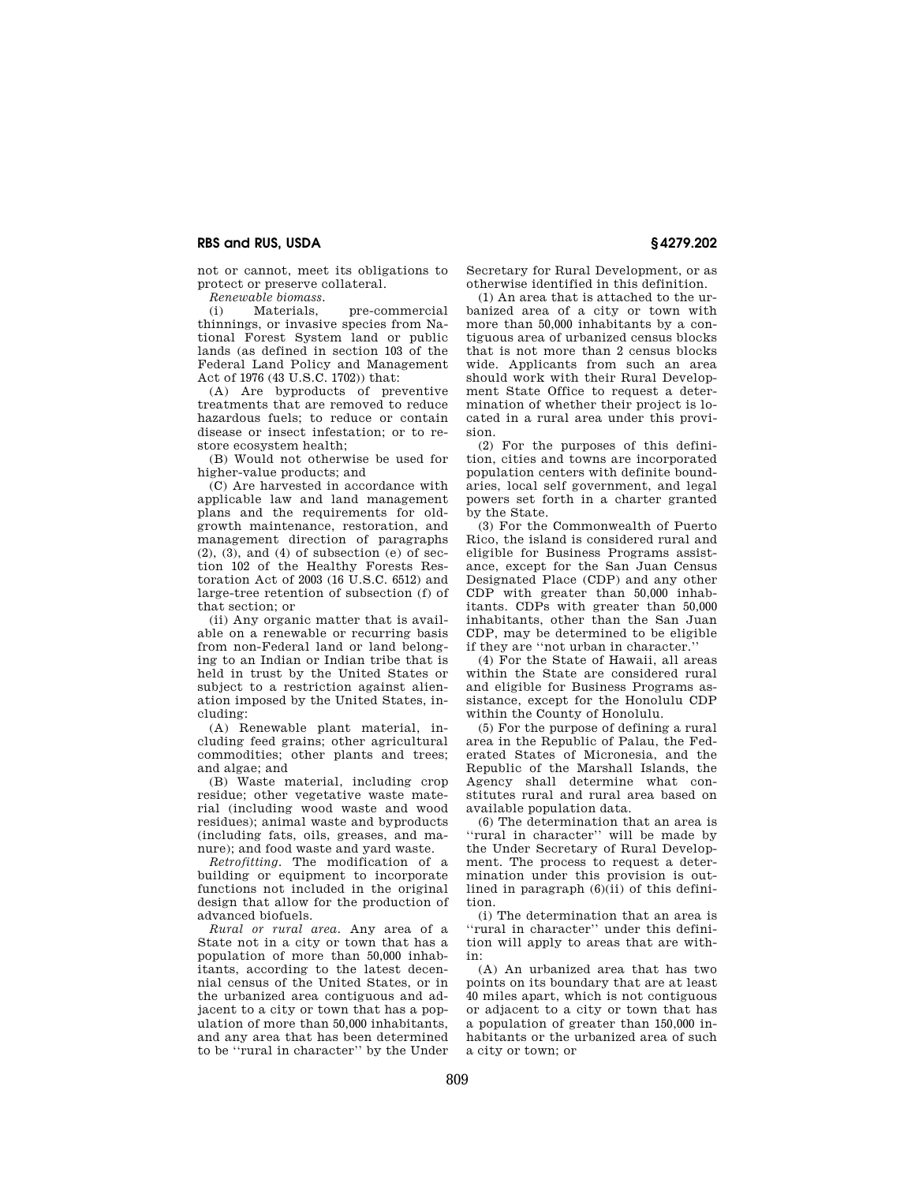not or cannot, meet its obligations to protect or preserve collateral.

*Renewable biomass.*

(i) Materials, pre-commercial thinnings, or invasive species from National Forest System land or public lands (as defined in section 103 of the Federal Land Policy and Management Act of 1976 (43 U.S.C. 1702)) that:

(A) Are byproducts of preventive treatments that are removed to reduce hazardous fuels; to reduce or contain disease or insect infestation; or to restore ecosystem health;

(B) Would not otherwise be used for higher-value products; and

(C) Are harvested in accordance with applicable law and land management plans and the requirements for old-growth maintenance, restoration, and management direction of paragraphs (2), (3), and (4) of subsection (e) of section 102 of the Healthy Forests Restoration Act of 2003 (16 U.S.C. 6512) and large-tree retention of subsection (f) of that section; or

(ii) Any organic matter that is available on a renewable or recurring basis from non-Federal land or land belonging to an Indian or Indian tribe that is held in trust by the United States or subject to a restriction against alienation imposed by the United States, including:

(A) Renewable plant material, including feed grains; other agricultural commodities; other plants and trees; and algae; and

(B) Waste material, including crop residue; other vegetative waste material (including wood waste and wood residues); animal waste and byproducts (including fats, oils, greases, and manure); and food waste and yard waste.

*Retrofitting.* The modification of a building or equipment to incorporate functions not included in the original design that allow for the production of advanced biofuels.

*Rural or rural area.* Any area of a State not in a city or town that has a population of more than 50,000 inhabitants, according to the latest decennial census of the United States, or in the urbanized area contiguous and adjacent to a city or town that has a population of more than 50,000 inhabitants, and any area that has been determined to be ''rural in character'' by the Under Secretary for Rural Development, or as otherwise identified in this definition.

(1) An area that is attached to the urbanized area of a city or town with more than 50,000 inhabitants by a contiguous area of urbanized census blocks that is not more than 2 census blocks wide. Applicants from such an area should work with their Rural Development State Office to request a determination of whether their project is located in a rural area under this provision.

(2) For the purposes of this definition, cities and towns are incorporated population centers with definite boundaries, local self government, and legal powers set forth in a charter granted by the State.

(3) For the Commonwealth of Puerto Rico, the island is considered rural and eligible for Business Programs assistance, except for the San Juan Census Designated Place (CDP) and any other CDP with greater than 50,000 inhabitants. CDPs with greater than 50,000 inhabitants, other than the San Juan CDP, may be determined to be eligible if they are ''not urban in character.''

(4) For the State of Hawaii, all areas within the State are considered rural and eligible for Business Programs assistance, except for the Honolulu CDP within the County of Honolulu.

(5) For the purpose of defining a rural area in the Republic of Palau, the Federated States of Micronesia, and the Republic of the Marshall Islands, the Agency shall determine what constitutes rural and rural area based on available population data.

(6) The determination that an area is ''rural in character'' will be made by the Under Secretary of Rural Development. The process to request a determination under this provision is outlined in paragraph (6)(ii) of this definition.

(i) The determination that an area is ''rural in character'' under this definition will apply to areas that are within:

(A) An urbanized area that has two points on its boundary that are at least 40 miles apart, which is not contiguous or adjacent to a city or town that has a population of greater than 150,000 inhabitants or the urbanized area of such a city or town; or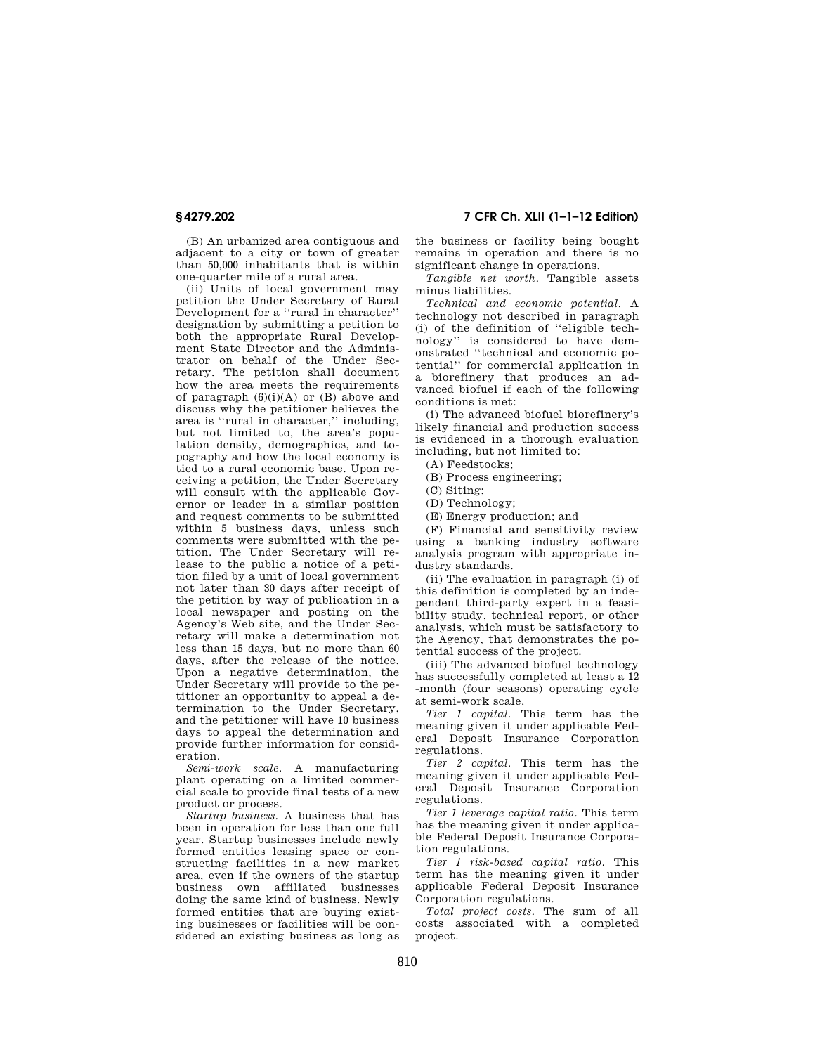(B) An urbanized area contiguous and adjacent to a city or town of greater than 50,000 inhabitants that is within one-quarter mile of a rural area.

(ii) Units of local government may petition the Under Secretary of Rural Development for a "rural in character" designation by submitting a petition to both the appropriate Rural Development State Director and the Administrator on behalf of the Under Secretary. The petition shall document how the area meets the requirements of paragraph (6)(i)(A) or (B) above and discuss why the petitioner believes the area is "rural in character," including, but not limited to, the area's population density, demographics, and topography and how the local economy is tied to a rural economic base. Upon receiving a petition, the Under Secretary will consult with the applicable Governor or leader in a similar position and request comments to be submitted within 5 business days, unless such comments were submitted with the petition. The Under Secretary will release to the public a notice of a petition filed by a unit of local government not later than 30 days after receipt of the petition by way of publication in a local newspaper and posting on the Agency's Web site, and the Under Secretary will make a determination not less than 15 days, but no more than 60 days, after the release of the notice. Upon a negative determination, the Under Secretary will provide to the petitioner an opportunity to appeal a determination to the Under Secretary, and the petitioner will have 10 business days to appeal the determination and provide further information for consideration.

*Semi-work scale.* A manufacturing plant operating on a limited commercial scale to provide final tests of a new product or process.

*Startup business.* A business that has been in operation for less than one full year. Startup businesses include newly formed entities leasing space or constructing facilities in a new market area, even if the owners of the startup business own affiliated businesses doing the same kind of business. Newly formed entities that are buying existing businesses or facilities will be considered an existing business as long as the business or facility being bought remains in operation and there is no significant change in operations.

*Tangible net worth.* Tangible assets minus liabilities.

*Technical and economic potential.* A technology not described in paragraph (i) of the definition of "eligible technology" is considered to have demonstrated "technical and economic potential" for commercial application in a biorefinery that produces an advanced biofuel if each of the following conditions is met:

(i) The advanced biofuel biorefinery's likely financial and production success is evidenced in a thorough evaluation including, but not limited to:

(A) Feedstocks;

(B) Process engineering;

(C) Siting;

(D) Technology;

(E) Energy production; and

(F) Financial and sensitivity review using a banking industry software analysis program with appropriate industry standards.

(ii) The evaluation in paragraph (i) of this definition is completed by an independent third-party expert in a feasibility study, technical report, or other analysis, which must be satisfactory to the Agency, that demonstrates the potential success of the project.

(iii) The advanced biofuel technology has successfully completed at least a 12 -month (four seasons) operating cycle at semi-work scale.

*Tier 1 capital.* This term has the meaning given it under applicable Federal Deposit Insurance Corporation regulations.

*Tier 2 capital.* This term has the meaning given it under applicable Federal Deposit Insurance Corporation regulations.

*Tier 1 leverage capital ratio.* This term has the meaning given it under applicable Federal Deposit Insurance Corporation regulations.

*Tier 1 risk-based capital ratio.* This term has the meaning given it under applicable Federal Deposit Insurance Corporation regulations.

*Total project costs.* The sum of all costs associated with a completed project.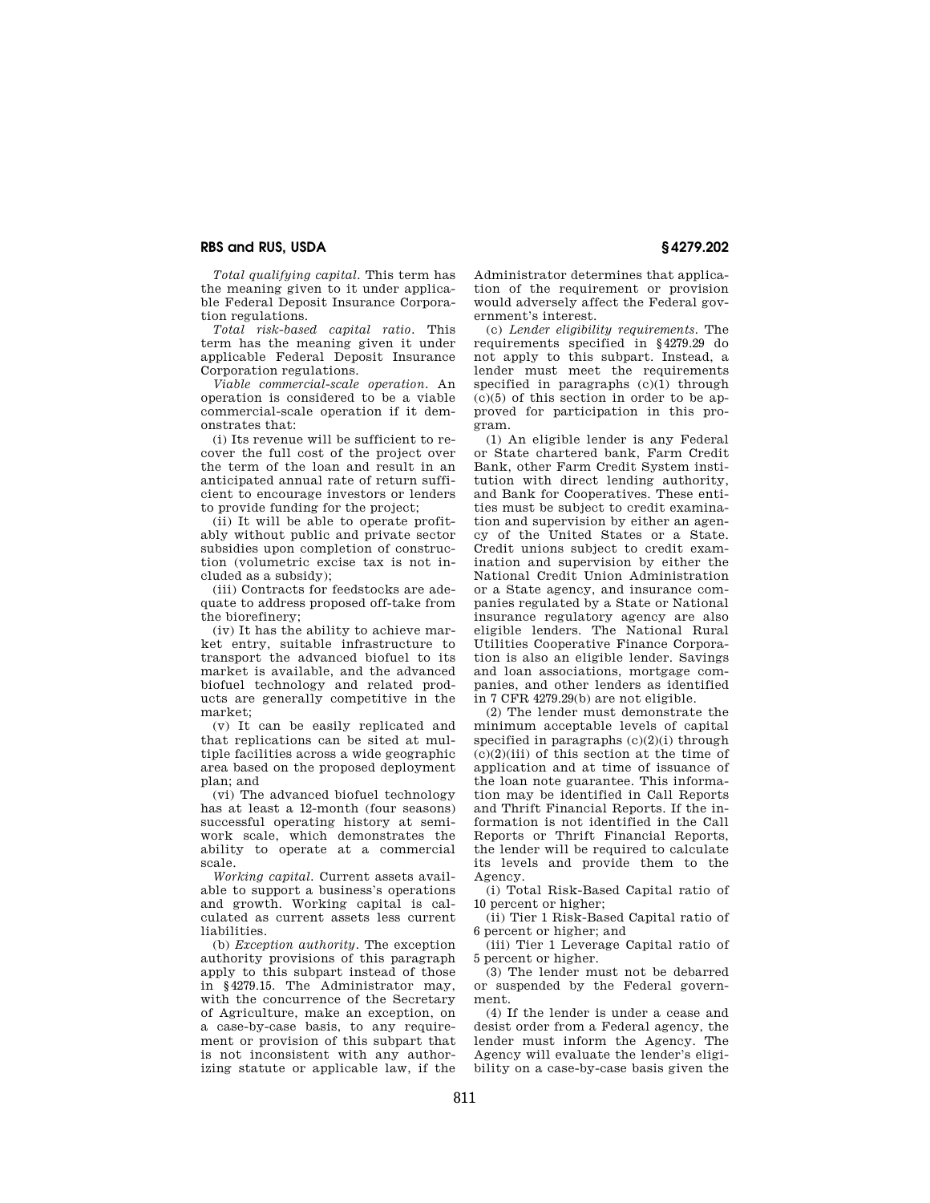*Total qualifying capital.* This term has the meaning given to it under applicable Federal Deposit Insurance Corporation regulations.

*Total risk-based capital ratio.* This term has the meaning given it under applicable Federal Deposit Insurance Corporation regulations.

*Viable commercial-scale operation.* An operation is considered to be a viable commercial-scale operation if it demonstrates that:

(i) Its revenue will be sufficient to recover the full cost of the project over the term of the loan and result in an anticipated annual rate of return sufficient to encourage investors or lenders to provide funding for the project;

(ii) It will be able to operate profitably without public and private sector subsidies upon completion of construction (volumetric excise tax is not included as a subsidy);

(iii) Contracts for feedstocks are adequate to address proposed off-take from the biorefinery;

(iv) It has the ability to achieve market entry, suitable infrastructure to transport the advanced biofuel to its market is available, and the advanced biofuel technology and related products are generally competitive in the market;

(v) It can be easily replicated and that replications can be sited at multiple facilities across a wide geographic area based on the proposed deployment plan; and

(vi) The advanced biofuel technology has at least a 12-month (four seasons) successful operating history at semi-work scale, which demonstrates the ability to operate at a commercial scale.

*Working capital.* Current assets available to support a business's operations and growth. Working capital is calculated as current assets less current liabilities.

(b) *Exception authority.* The exception authority provisions of this paragraph apply to this subpart instead of those in §4279.15. The Administrator may, with the concurrence of the Secretary of Agriculture, make an exception, on a case-by-case basis, to any requirement or provision of this subpart that is not inconsistent with any authorizing statute or applicable law, if the Administrator determines that application of the requirement or provision would adversely affect the Federal government's interest.

(c) *Lender eligibility requirements.* The requirements specified in §4279.29 do not apply to this subpart. Instead, a lender must meet the requirements specified in paragraphs (c)(1) through (c)(5) of this section in order to be approved for participation in this program.

(1) An eligible lender is any Federal or State chartered bank, Farm Credit Bank, other Farm Credit System institution with direct lending authority, and Bank for Cooperatives. These entities must be subject to credit examination and supervision by either an agency of the United States or a State. Credit unions subject to credit examination and supervision by either the National Credit Union Administration or a State agency, and insurance companies regulated by a State or National insurance regulatory agency are also eligible lenders. The National Rural Utilities Cooperative Finance Corporation is also an eligible lender. Savings and loan associations, mortgage companies, and other lenders as identified in 7 CFR 4279.29(b) are not eligible.

(2) The lender must demonstrate the minimum acceptable levels of capital specified in paragraphs (c)(2)(i) through (c)(2)(iii) of this section at the time of application and at time of issuance of the loan note guarantee. This information may be identified in Call Reports and Thrift Financial Reports. If the information is not identified in the Call Reports or Thrift Financial Reports, the lender will be required to calculate its levels and provide them to the Agency.

(i) Total Risk-Based Capital ratio of 10 percent or higher;

(ii) Tier 1 Risk-Based Capital ratio of 6 percent or higher; and

(iii) Tier 1 Leverage Capital ratio of 5 percent or higher.

(3) The lender must not be debarred or suspended by the Federal government.

(4) If the lender is under a cease and desist order from a Federal agency, the lender must inform the Agency. The Agency will evaluate the lender's eligibility on a case-by-case basis given the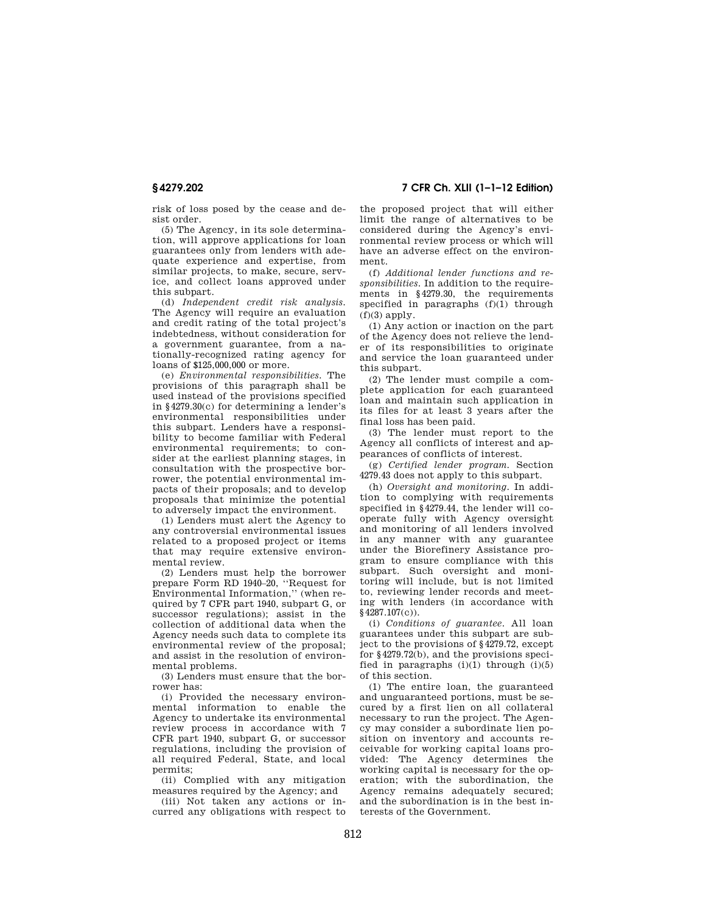risk of loss posed by the cease and desist order.

(5) The Agency, in its sole determination, will approve applications for loan guarantees only from lenders with adequate experience and expertise, from similar projects, to make, secure, service, and collect loans approved under this subpart.

(d) *Independent credit risk analysis.* The Agency will require an evaluation and credit rating of the total project's indebtedness, without consideration for a government guarantee, from a nationally-recognized rating agency for loans of $125,000,000 or more.

(e) *Environmental responsibilities.* The provisions of this paragraph shall be used instead of the provisions specified in §4279.30(c) for determining a lender's environmental responsibilities under this subpart. Lenders have a responsibility to become familiar with Federal environmental requirements; to consider at the earliest planning stages, in consultation with the prospective borrower, the potential environmental impacts of their proposals; and to develop proposals that minimize the potential to adversely impact the environment.

(1) Lenders must alert the Agency to any controversial environmental issues related to a proposed project or items that may require extensive environmental review.

(2) Lenders must help the borrower prepare Form RD 1940–20, "Request for Environmental Information," (when required by 7 CFR part 1940, subpart G, or successor regulations); assist in the collection of additional data when the Agency needs such data to complete its environmental review of the proposal; and assist in the resolution of environmental problems.

(3) Lenders must ensure that the borrower has:

(i) Provided the necessary environmental information to enable the Agency to undertake its environmental review process in accordance with 7 CFR part 1940, subpart G, or successor regulations, including the provision of all required Federal, State, and local permits;

(ii) Complied with any mitigation measures required by the Agency; and

(iii) Not taken any actions or incurred any obligations with respect to the proposed project that will either limit the range of alternatives to be considered during the Agency's environmental review process or which will have an adverse effect on the environment.

(f) *Additional lender functions and responsibilities.* In addition to the requirements in §4279.30, the requirements specified in paragraphs (f)(1) through (f)(3) apply.

(1) Any action or inaction on the part of the Agency does not relieve the lender of its responsibilities to originate and service the loan guaranteed under this subpart.

(2) The lender must compile a complete application for each guaranteed loan and maintain such application in its files for at least 3 years after the final loss has been paid.

(3) The lender must report to the Agency all conflicts of interest and appearances of conflicts of interest.

(g) *Certified lender program.* Section 4279.43 does not apply to this subpart.

(h) *Oversight and monitoring.* In addition to complying with requirements specified in §4279.44, the lender will cooperate fully with Agency oversight and monitoring of all lenders involved in any manner with any guarantee under the Biorefinery Assistance program to ensure compliance with this subpart. Such oversight and monitoring will include, but is not limited to, reviewing lender records and meeting with lenders (in accordance with §4287.107(c)).

(i) *Conditions of guarantee.* All loan guarantees under this subpart are subject to the provisions of §4279.72, except for §4279.72(b), and the provisions specified in paragraphs (i)(1) through (i)(5) of this section.

(1) The entire loan, the guaranteed and unguaranteed portions, must be secured by a first lien on all collateral necessary to run the project. The Agency may consider a subordinate lien position on inventory and accounts receivable for working capital loans provided: The Agency determines the working capital is necessary for the operation; with the subordination, the Agency remains adequately secured; and the subordination is in the best interests of the Government.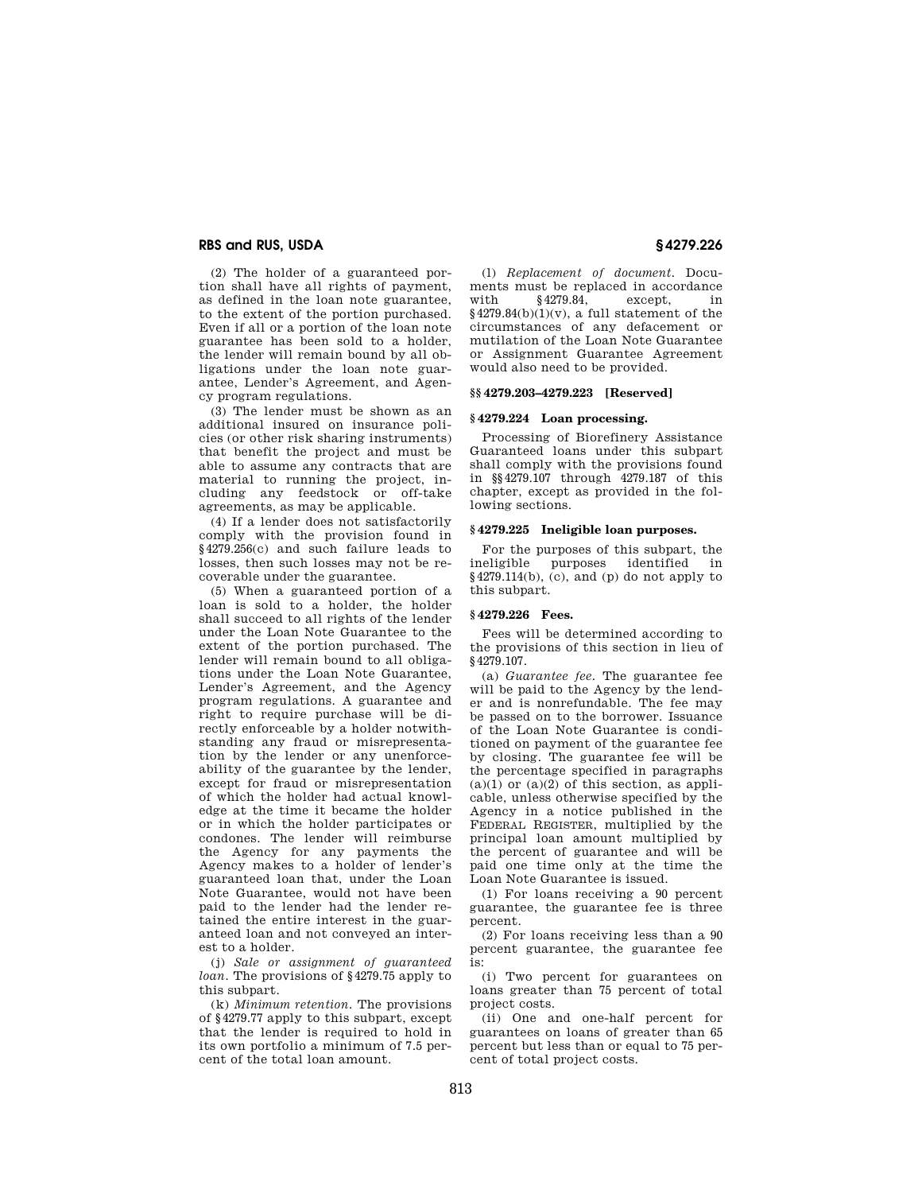(2) The holder of a guaranteed portion shall have all rights of payment, as defined in the loan note guarantee, to the extent of the portion purchased. Even if all or a portion of the loan note guarantee has been sold to a holder, the lender will remain bound by all obligations under the loan note guarantee, Lender's Agreement, and Agency program regulations.

(3) The lender must be shown as an additional insured on insurance policies (or other risk sharing instruments) that benefit the project and must be able to assume any contracts that are material to running the project, including any feedstock or off-take agreements, as may be applicable.

(4) If a lender does not satisfactorily comply with the provision found in §4279.256(c) and such failure leads to losses, then such losses may not be recoverable under the guarantee.

(5) When a guaranteed portion of a loan is sold to a holder, the holder shall succeed to all rights of the lender under the Loan Note Guarantee to the extent of the portion purchased. The lender will remain bound to all obligations under the Loan Note Guarantee, Lender's Agreement, and the Agency program regulations. A guarantee and right to require purchase will be directly enforceable by a holder notwithstanding any fraud or misrepresentation by the lender or any unenforceability of the guarantee by the lender, except for fraud or misrepresentation of which the holder had actual knowledge at the time it became the holder or in which the holder participates or condones. The lender will reimburse the Agency for any payments the Agency makes to a holder of lender's guaranteed loan that, under the Loan Note Guarantee, would not have been paid to the lender had the lender retained the entire interest in the guaranteed loan and not conveyed an interest to a holder.

(j) *Sale or assignment of guaranteed loan.* The provisions of §4279.75 apply to this subpart.

(k) *Minimum retention.* The provisions of §4279.77 apply to this subpart, except that the lender is required to hold in its own portfolio a minimum of 7.5 percent of the total loan amount.

(l) *Replacement of document.* Documents must be replaced in accordance with §4279.84, except, in §4279.84(b)(1)(v), a full statement of the circumstances of any defacement or mutilation of the Loan Note Guarantee or Assignment Guarantee Agreement would also need to be provided.

### §§4279.203–4279.223 [Reserved]

### §4279.224 Loan processing.

Processing of Biorefinery Assistance Guaranteed loans under this subpart shall comply with the provisions found in §§4279.107 through 4279.187 of this chapter, except as provided in the following sections.

### §4279.225 Ineligible loan purposes.

For the purposes of this subpart, the ineligible purposes identified in §4279.114(b), (c), and (p) do not apply to this subpart.

### §4279.226 Fees.

Fees will be determined according to the provisions of this section in lieu of §4279.107.

(a) *Guarantee fee.* The guarantee fee will be paid to the Agency by the lender and is nonrefundable. The fee may be passed on to the borrower. Issuance of the Loan Note Guarantee is conditioned on payment of the guarantee fee by closing. The guarantee fee will be the percentage specified in paragraphs (a)(1) or (a)(2) of this section, as applicable, unless otherwise specified by the Agency in a notice published in the FEDERAL REGISTER, multiplied by the principal loan amount multiplied by the percent of guarantee and will be paid one time only at the time the Loan Note Guarantee is issued.

(1) For loans receiving a 90 percent guarantee, the guarantee fee is three percent.

(2) For loans receiving less than a 90 percent guarantee, the guarantee fee is:

(i) Two percent for guarantees on loans greater than 75 percent of total project costs.

(ii) One and one-half percent for guarantees on loans of greater than 65 percent but less than or equal to 75 percent of total project costs.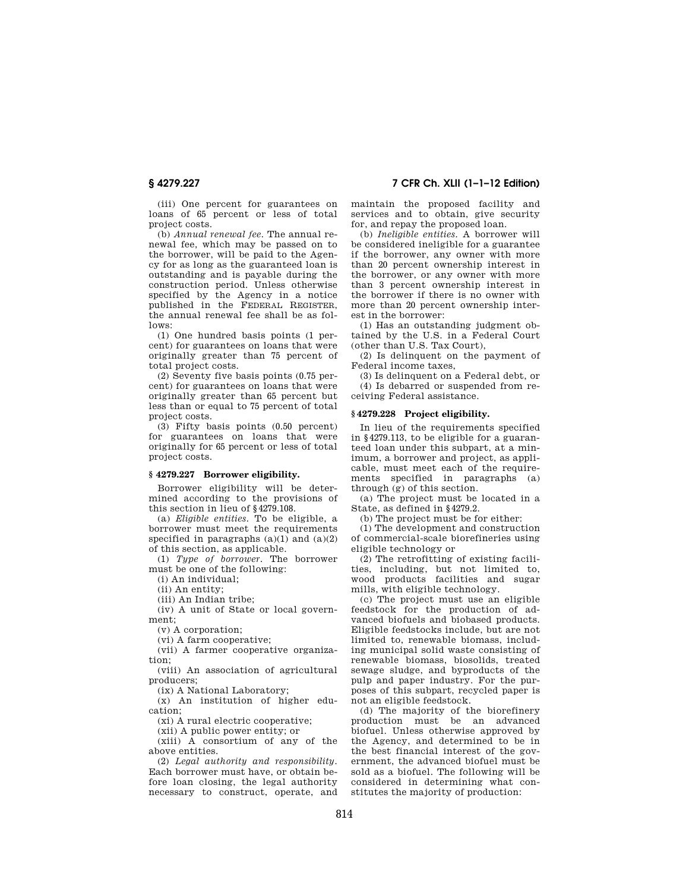(iii) One percent for guarantees on loans of 65 percent or less of total project costs.

(b) *Annual renewal fee*. The annual renewal fee, which may be passed on to the borrower, will be paid to the Agency for as long as the guaranteed loan is outstanding and is payable during the construction period. Unless otherwise specified by the Agency in a notice published in the FEDERAL REGISTER, the annual renewal fee shall be as follows:

(1) One hundred basis points (1 percent) for guarantees on loans that were originally greater than 75 percent of total project costs.

(2) Seventy five basis points (0.75 percent) for guarantees on loans that were originally greater than 65 percent but less than or equal to 75 percent of total project costs.

(3) Fifty basis points (0.50 percent) for guarantees on loans that were originally for 65 percent or less of total project costs.

### § 4279.227 Borrower eligibility.

Borrower eligibility will be determined according to the provisions of this section in lieu of § 4279.108.

(a) *Eligible entities*. To be eligible, a borrower must meet the requirements specified in paragraphs (a)(1) and (a)(2) of this section, as applicable.

(1) *Type of borrower*. The borrower must be one of the following:

(i) An individual;

(ii) An entity;

(iii) An Indian tribe;

(iv) A unit of State or local government;

(v) A corporation;

(vi) A farm cooperative;

(vii) A farmer cooperative organization;

(viii) An association of agricultural producers;

(ix) A National Laboratory;

(x) An institution of higher education;

(xi) A rural electric cooperative;

(xii) A public power entity; or

(xiii) A consortium of any of the above entities.

(2) *Legal authority and responsibility*. Each borrower must have, or obtain before loan closing, the legal authority necessary to construct, operate, and maintain the proposed facility and services and to obtain, give security for, and repay the proposed loan.

(b) *Ineligible entities*. A borrower will be considered ineligible for a guarantee if the borrower, any owner with more than 20 percent ownership interest in the borrower, or any owner with more than 3 percent ownership interest in the borrower if there is no owner with more than 20 percent ownership interest in the borrower:

(1) Has an outstanding judgment obtained by the U.S. in a Federal Court (other than U.S. Tax Court),

(2) Is delinquent on the payment of Federal income taxes,

(3) Is delinquent on a Federal debt, or

(4) Is debarred or suspended from receiving Federal assistance.

### § 4279.228 Project eligibility.

In lieu of the requirements specified in § 4279.113, to be eligible for a guaranteed loan under this subpart, at a minimum, a borrower and project, as applicable, must meet each of the requirements specified in paragraphs (a) through (g) of this section.

(a) The project must be located in a State, as defined in § 4279.2.

(b) The project must be for either:

(1) The development and construction of commercial-scale biorefineries using eligible technology or

(2) The retrofitting of existing facilities, including, but not limited to, wood products facilities and sugar mills, with eligible technology.

(c) The project must use an eligible feedstock for the production of advanced biofuels and biobased products. Eligible feedstocks include, but are not limited to, renewable biomass, including municipal solid waste consisting of renewable biomass, biosolids, treated sewage sludge, and byproducts of the pulp and paper industry. For the purposes of this subpart, recycled paper is not an eligible feedstock.

(d) The majority of the biorefinery production must be an advanced biofuel. Unless otherwise approved by the Agency, and determined to be in the best financial interest of the government, the advanced biofuel must be sold as a biofuel. The following will be considered in determining what constitutes the majority of production: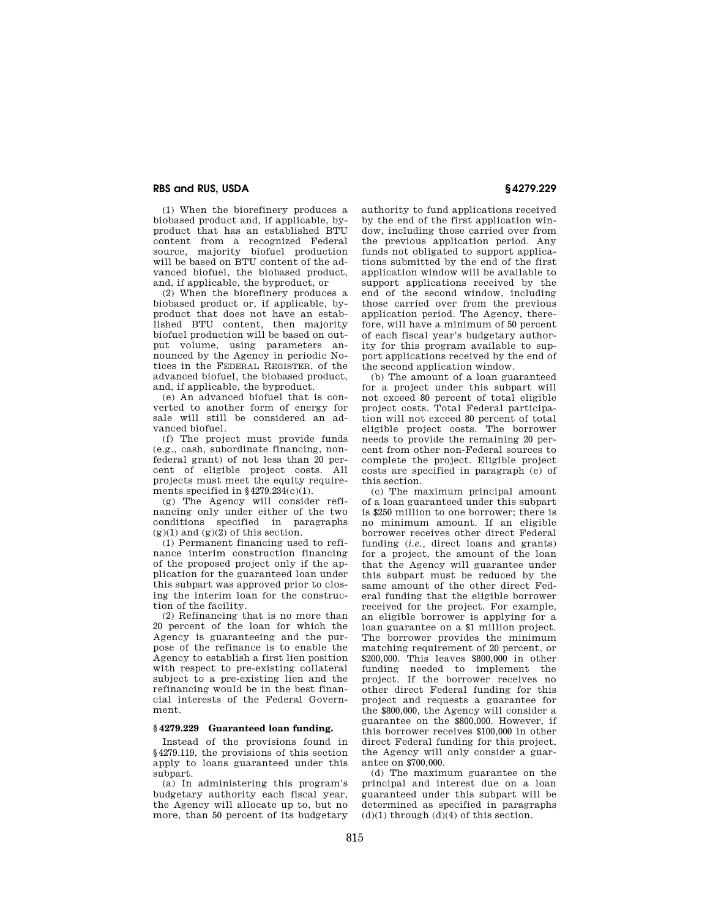(1) When the biorefinery produces a biobased product and, if applicable, byproduct that has an established BTU content from a recognized Federal source, majority biofuel production will be based on BTU content of the advanced biofuel, the biobased product, and, if applicable, the byproduct, or

(2) When the biorefinery produces a biobased product or, if applicable, byproduct that does not have an established BTU content, then majority biofuel production will be based on output volume, using parameters announced by the Agency in periodic Notices in the FEDERAL REGISTER, of the advanced biofuel, the biobased product, and, if applicable, the byproduct.

(e) An advanced biofuel that is converted to another form of energy for sale will still be considered an advanced biofuel.

(f) The project must provide funds (e.g., cash, subordinate financing, non-federal grant) of not less than 20 percent of eligible project costs. All projects must meet the equity requirements specified in §4279.234(c)(1).

(g) The Agency will consider refinancing only under either of the two conditions specified in paragraphs (g)(1) and (g)(2) of this section.

(1) Permanent financing used to refinance interim construction financing of the proposed project only if the application for the guaranteed loan under this subpart was approved prior to closing the interim loan for the construction of the facility.

(2) Refinancing that is no more than 20 percent of the loan for which the Agency is guaranteeing and the purpose of the refinance is to enable the Agency to establish a first lien position with respect to pre-existing collateral subject to a pre-existing lien and the refinancing would be in the best financial interests of the Federal Government.

## §4279.229 Guaranteed loan funding.

Instead of the provisions found in §4279.119, the provisions of this section apply to loans guaranteed under this subpart.

(a) In administering this program's budgetary authority each fiscal year, the Agency will allocate up to, but no more, than 50 percent of its budgetary authority to fund applications received by the end of the first application window, including those carried over from the previous application period. Any funds not obligated to support applications submitted by the end of the first application window will be available to support applications received by the end of the second window, including those carried over from the previous application period. The Agency, therefore, will have a minimum of 50 percent of each fiscal year's budgetary authority for this program available to support applications received by the end of the second application window.

(b) The amount of a loan guaranteed for a project under this subpart will not exceed 80 percent of total eligible project costs. Total Federal participation will not exceed 80 percent of total eligible project costs. The borrower needs to provide the remaining 20 percent from other non-Federal sources to complete the project. Eligible project costs are specified in paragraph (e) of this section.

(c) The maximum principal amount of a loan guaranteed under this subpart is $250 million to one borrower; there is no minimum amount. If an eligible borrower receives other direct Federal funding (*i.e.,* direct loans and grants) for a project, the amount of the loan that the Agency will guarantee under this subpart must be reduced by the same amount of the other direct Federal funding that the eligible borrower received for the project. For example, an eligible borrower is applying for a loan guarantee on a $1 million project. The borrower provides the minimum matching requirement of 20 percent, or $200,000. This leaves $800,000 in other funding needed to implement the project. If the borrower receives no other direct Federal funding for this project and requests a guarantee for the $800,000, the Agency will consider a guarantee on the $800,000. However, if this borrower receives $100,000 in other direct Federal funding for this project, the Agency will only consider a guarantee on $700,000.

(d) The maximum guarantee on the principal and interest due on a loan guaranteed under this subpart will be determined as specified in paragraphs (d)(1) through (d)(4) of this section.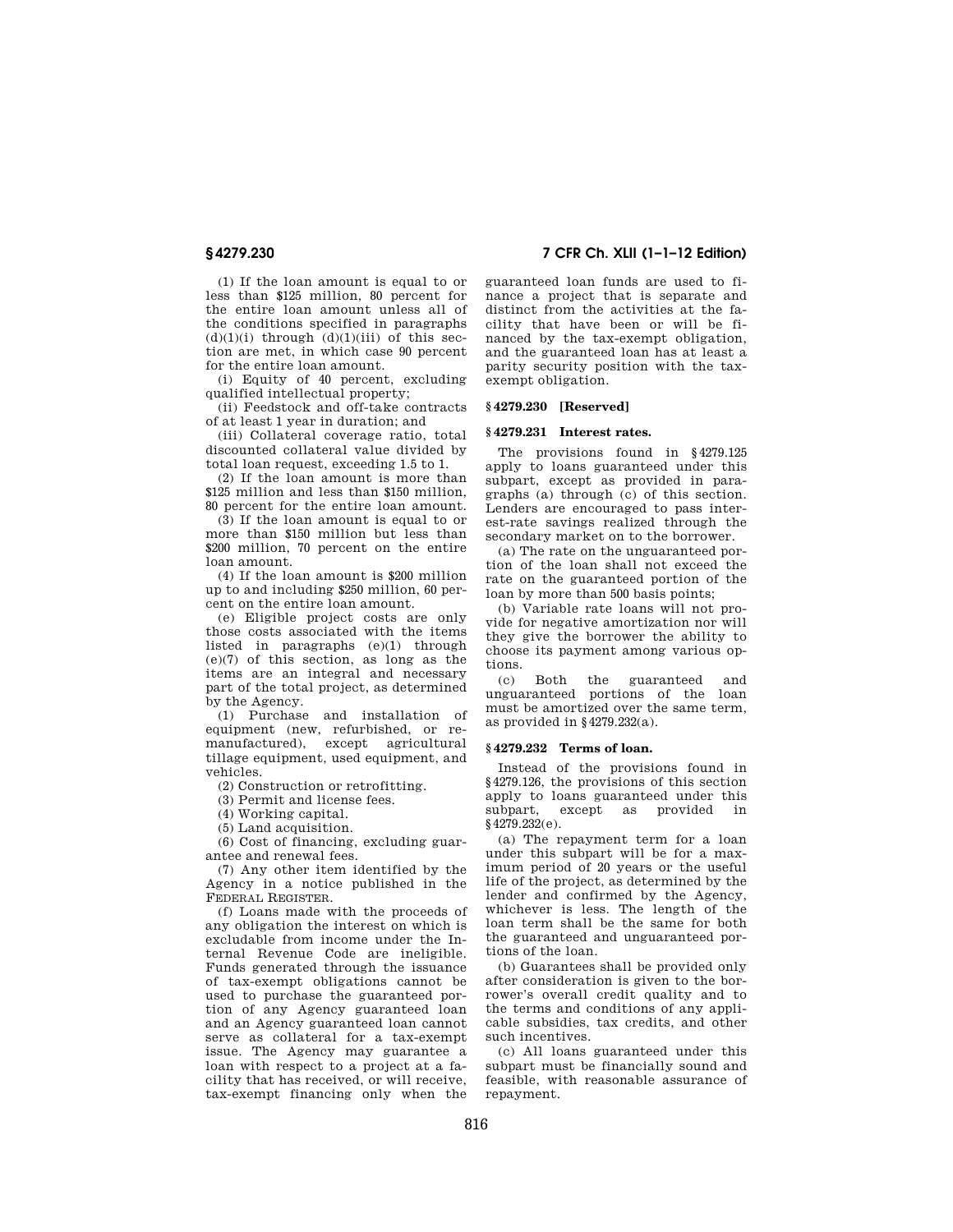(1) If the loan amount is equal to or less than $125 million, 80 percent for the entire loan amount unless all of the conditions specified in paragraphs (d)(1)(i) through (d)(1)(iii) of this section are met, in which case 90 percent for the entire loan amount.

(i) Equity of 40 percent, excluding qualified intellectual property;

(ii) Feedstock and off-take contracts of at least 1 year in duration; and

(iii) Collateral coverage ratio, total discounted collateral value divided by total loan request, exceeding 1.5 to 1.

(2) If the loan amount is more than $125 million and less than $150 million, 80 percent for the entire loan amount.

(3) If the loan amount is equal to or more than $150 million but less than $200 million, 70 percent on the entire loan amount.

(4) If the loan amount is $200 million up to and including $250 million, 60 percent on the entire loan amount.

(e) Eligible project costs are only those costs associated with the items listed in paragraphs (e)(1) through (e)(7) of this section, as long as the items are an integral and necessary part of the total project, as determined by the Agency.

(1) Purchase and installation of equipment (new, refurbished, or remanufactured), except agricultural tillage equipment, used equipment, and vehicles.

(2) Construction or retrofitting.

(3) Permit and license fees.

(4) Working capital.

(5) Land acquisition.

(6) Cost of financing, excluding guarantee and renewal fees.

(7) Any other item identified by the Agency in a notice published in the FEDERAL REGISTER.

(f) Loans made with the proceeds of any obligation the interest on which is excludable from income under the Internal Revenue Code are ineligible. Funds generated through the issuance of tax-exempt obligations cannot be used to purchase the guaranteed portion of any Agency guaranteed loan and an Agency guaranteed loan cannot serve as collateral for a tax-exempt issue. The Agency may guarantee a loan with respect to a project at a facility that has received, or will receive, tax-exempt financing only when the guaranteed loan funds are used to finance a project that is separate and distinct from the activities at the facility that have been or will be financed by the tax-exempt obligation, and the guaranteed loan has at least a parity security position with the tax-exempt obligation.

### § 4279.230 [Reserved]

### § 4279.231 Interest rates.

The provisions found in § 4279.125 apply to loans guaranteed under this subpart, except as provided in paragraphs (a) through (c) of this section. Lenders are encouraged to pass interest-rate savings realized through the secondary market on to the borrower.

(a) The rate on the unguaranteed portion of the loan shall not exceed the rate on the guaranteed portion of the loan by more than 500 basis points;

(b) Variable rate loans will not provide for negative amortization nor will they give the borrower the ability to choose its payment among various options.

(c) Both the guaranteed and unguaranteed portions of the loan must be amortized over the same term, as provided in § 4279.232(a).

### § 4279.232 Terms of loan.

Instead of the provisions found in § 4279.126, the provisions of this section apply to loans guaranteed under this subpart, except as provided in § 4279.232(e).

(a) The repayment term for a loan under this subpart will be for a maximum period of 20 years or the useful life of the project, as determined by the lender and confirmed by the Agency, whichever is less. The length of the loan term shall be the same for both the guaranteed and unguaranteed portions of the loan.

(b) Guarantees shall be provided only after consideration is given to the borrower's overall credit quality and to the terms and conditions of any applicable subsidies, tax credits, and other such incentives.

(c) All loans guaranteed under this subpart must be financially sound and feasible, with reasonable assurance of repayment.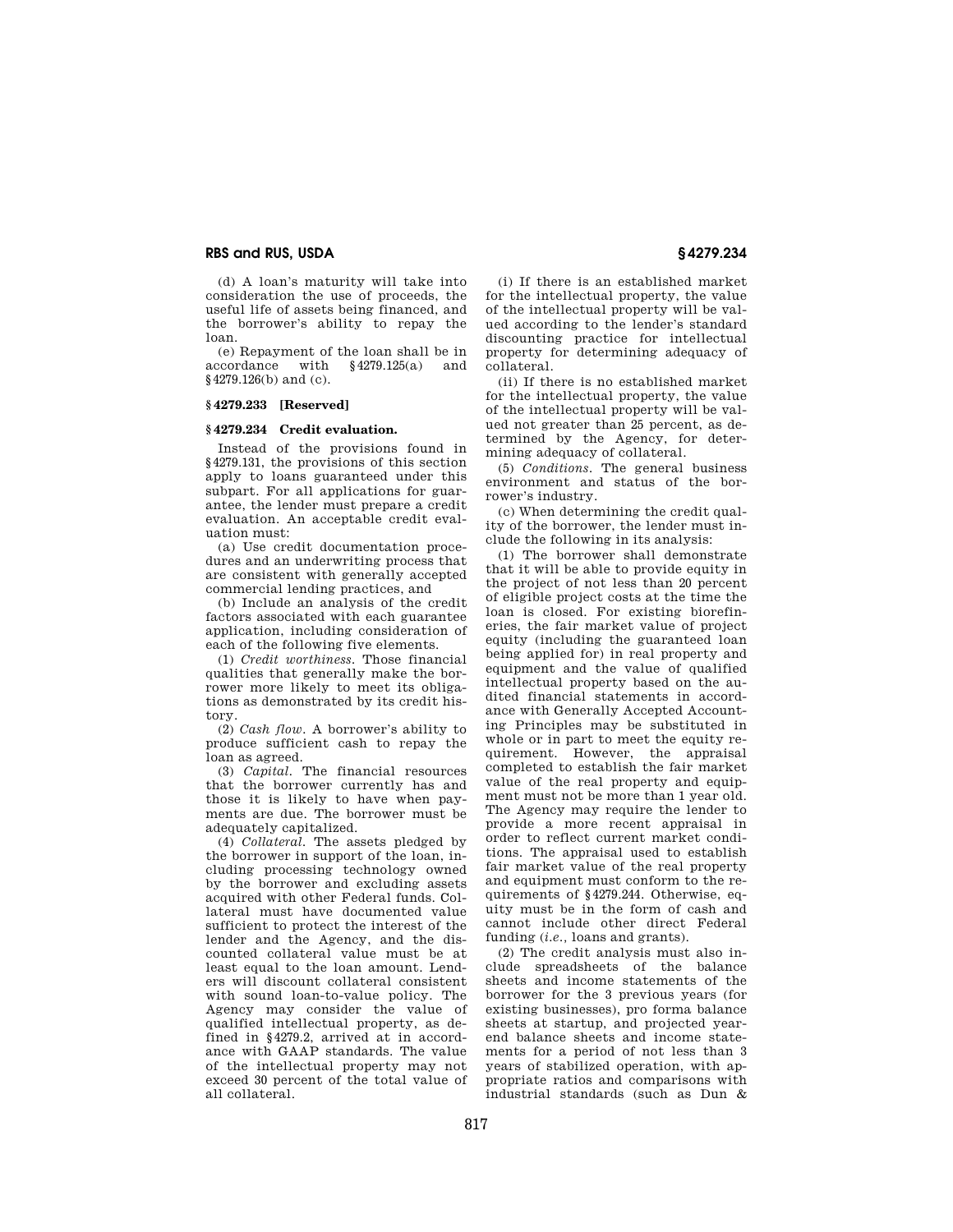(d) A loan's maturity will take into consideration the use of proceeds, the useful life of assets being financed, and the borrower's ability to repay the loan.

(e) Repayment of the loan shall be in accordance with §4279.125(a) and §4279.126(b) and (c).

### §4279.233 [Reserved]

### §4279.234 Credit evaluation.

Instead of the provisions found in §4279.131, the provisions of this section apply to loans guaranteed under this subpart. For all applications for guarantee, the lender must prepare a credit evaluation. An acceptable credit evaluation must:

(a) Use credit documentation procedures and an underwriting process that are consistent with generally accepted commercial lending practices, and

(b) Include an analysis of the credit factors associated with each guarantee application, including consideration of each of the following five elements.

(1) *Credit worthiness.* Those financial qualities that generally make the borrower more likely to meet its obligations as demonstrated by its credit history.

(2) *Cash flow.* A borrower's ability to produce sufficient cash to repay the loan as agreed.

(3) *Capital.* The financial resources that the borrower currently has and those it is likely to have when payments are due. The borrower must be adequately capitalized.

(4) *Collateral.* The assets pledged by the borrower in support of the loan, including processing technology owned by the borrower and excluding assets acquired with other Federal funds. Collateral must have documented value sufficient to protect the interest of the lender and the Agency, and the discounted collateral value must be at least equal to the loan amount. Lenders will discount collateral consistent with sound loan-to-value policy. The Agency may consider the value of qualified intellectual property, as defined in §4279.2, arrived at in accordance with GAAP standards. The value of the intellectual property may not exceed 30 percent of the total value of all collateral.

(i) If there is an established market for the intellectual property, the value of the intellectual property will be valued according to the lender's standard discounting practice for intellectual property for determining adequacy of collateral.

(ii) If there is no established market for the intellectual property, the value of the intellectual property will be valued not greater than 25 percent, as determined by the Agency, for determining adequacy of collateral.

(5) *Conditions.* The general business environment and status of the borrower's industry.

(c) When determining the credit quality of the borrower, the lender must include the following in its analysis:

(1) The borrower shall demonstrate that it will be able to provide equity in the project of not less than 20 percent of eligible project costs at the time the loan is closed. For existing biorefineries, the fair market value of project equity (including the guaranteed loan being applied for) in real property and equipment and the value of qualified intellectual property based on the audited financial statements in accordance with Generally Accepted Accounting Principles may be substituted in whole or in part to meet the equity requirement. However, the appraisal completed to establish the fair market value of the real property and equipment must not be more than 1 year old. The Agency may require the lender to provide a more recent appraisal in order to reflect current market conditions. The appraisal used to establish fair market value of the real property and equipment must conform to the requirements of §4279.244. Otherwise, equity must be in the form of cash and cannot include other direct Federal funding (*i.e.*, loans and grants).

(2) The credit analysis must also include spreadsheets of the balance sheets and income statements of the borrower for the 3 previous years (for existing businesses), pro forma balance sheets at startup, and projected year-end balance sheets and income statements for a period of not less than 3 years of stabilized operation, with appropriate ratios and comparisons with industrial standards (such as Dun &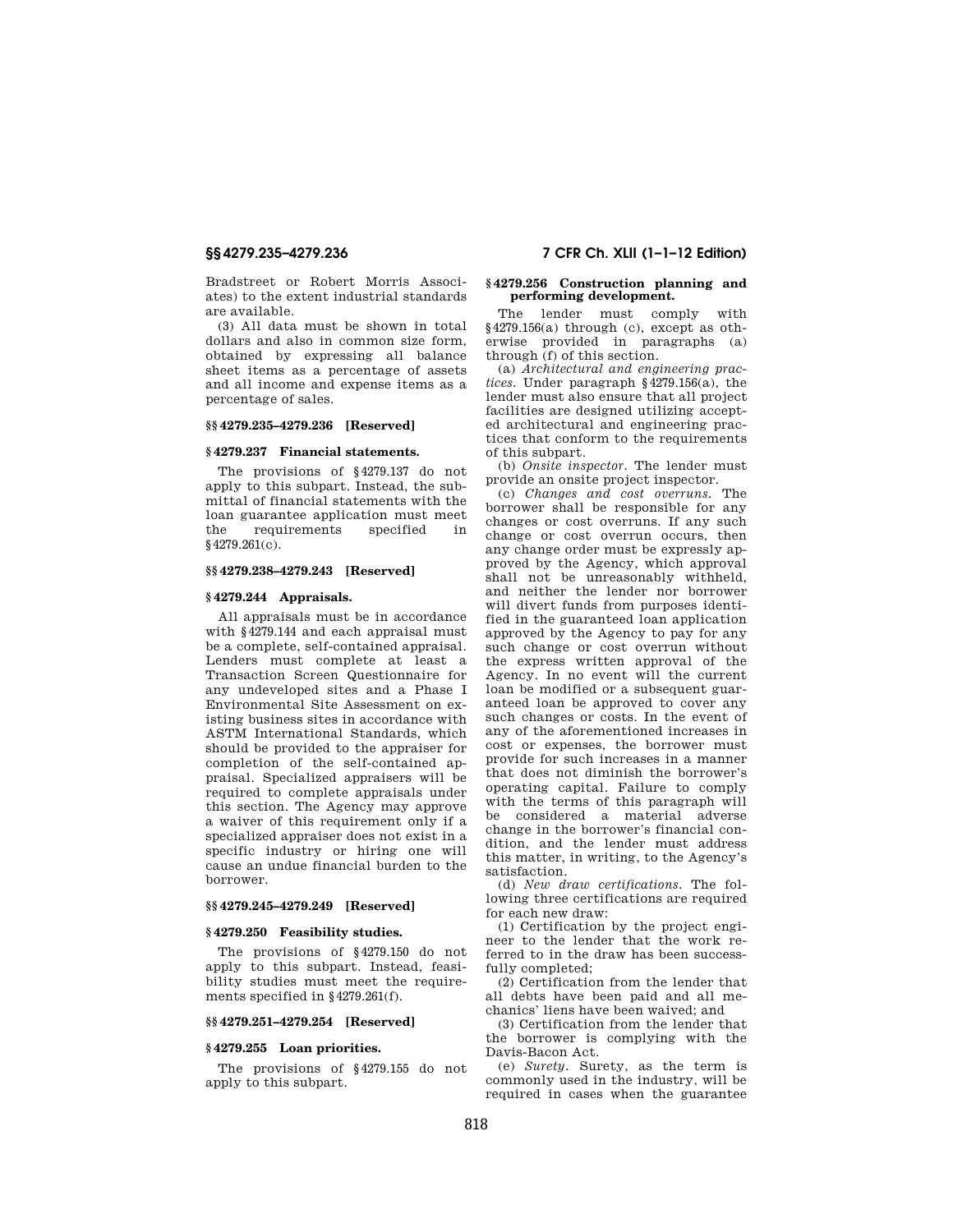Bradstreet or Robert Morris Associates) to the extent industrial standards are available.

(3) All data must be shown in total dollars and also in common size form, obtained by expressing all balance sheet items as a percentage of assets and all income and expense items as a percentage of sales.

### §§ 4279.235–4279.236 [Reserved]

### § 4279.237 Financial statements.

The provisions of § 4279.137 do not apply to this subpart. Instead, the submittal of financial statements with the loan guarantee application must meet the requirements specified in § 4279.261(c).

### §§ 4279.238–4279.243 [Reserved]

### § 4279.244 Appraisals.

All appraisals must be in accordance with § 4279.144 and each appraisal must be a complete, self-contained appraisal. Lenders must complete at least a Transaction Screen Questionnaire for any undeveloped sites and a Phase I Environmental Site Assessment on existing business sites in accordance with ASTM International Standards, which should be provided to the appraiser for completion of the self-contained appraisal. Specialized appraisers will be required to complete appraisals under this section. The Agency may approve a waiver of this requirement only if a specialized appraiser does not exist in a specific industry or hiring one will cause an undue financial burden to the borrower.

### §§ 4279.245–4279.249 [Reserved]

### § 4279.250 Feasibility studies.

The provisions of § 4279.150 do not apply to this subpart. Instead, feasibility studies must meet the requirements specified in § 4279.261(f).

### §§ 4279.251–4279.254 [Reserved]

### § 4279.255 Loan priorities.

The provisions of § 4279.155 do not apply to this subpart.

### § 4279.256 Construction planning and performing development.

The lender must comply with § 4279.156(a) through (c), except as otherwise provided in paragraphs (a) through (f) of this section.

(a) *Architectural and engineering practices.* Under paragraph § 4279.156(a), the lender must also ensure that all project facilities are designed utilizing accepted architectural and engineering practices that conform to the requirements of this subpart.

(b) *Onsite inspector.* The lender must provide an onsite project inspector.

(c) *Changes and cost overruns.* The borrower shall be responsible for any changes or cost overruns. If any such change or cost overrun occurs, then any change order must be expressly approved by the Agency, which approval shall not be unreasonably withheld, and neither the lender nor borrower will divert funds from purposes identified in the guaranteed loan application approved by the Agency to pay for any such change or cost overrun without the express written approval of the Agency. In no event will the current loan be modified or a subsequent guaranteed loan be approved to cover any such changes or costs. In the event of any of the aforementioned increases in cost or expenses, the borrower must provide for such increases in a manner that does not diminish the borrower's operating capital. Failure to comply with the terms of this paragraph will be considered a material adverse change in the borrower's financial condition, and the lender must address this matter, in writing, to the Agency's satisfaction.

(d) *New draw certifications.* The following three certifications are required for each new draw:

(1) Certification by the project engineer to the lender that the work referred to in the draw has been successfully completed;

(2) Certification from the lender that all debts have been paid and all mechanics' liens have been waived; and

(3) Certification from the lender that the borrower is complying with the Davis-Bacon Act.

(e) *Surety.* Surety, as the term is commonly used in the industry, will be required in cases when the guarantee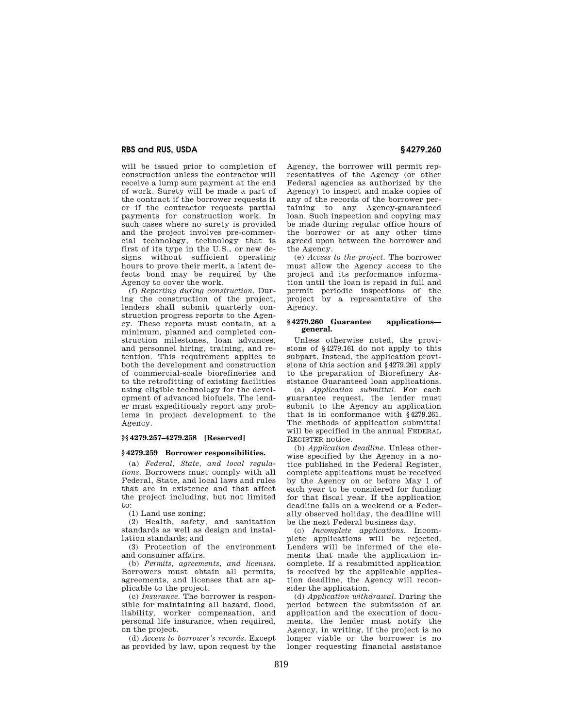will be issued prior to completion of construction unless the contractor will receive a lump sum payment at the end of work. Surety will be made a part of the contract if the borrower requests it or if the contractor requests partial payments for construction work. In such cases where no surety is provided and the project involves pre-commercial technology, technology that is first of its type in the U.S., or new designs without sufficient operating hours to prove their merit, a latent defects bond may be required by the Agency to cover the work.

(f) *Reporting during construction.* During the construction of the project, lenders shall submit quarterly construction progress reports to the Agency. These reports must contain, at a minimum, planned and completed construction milestones, loan advances, and personnel hiring, training, and retention. This requirement applies to both the development and construction of commercial-scale biorefineries and to the retrofitting of existing facilities using eligible technology for the development of advanced biofuels. The lender must expeditiously report any problems in project development to the Agency.

### §§ 4279.257–4279.258 [Reserved]

### § 4279.259 Borrower responsibilities.

(a) *Federal, State, and local regulations.* Borrowers must comply with all Federal, State, and local laws and rules that are in existence and that affect the project including, but not limited to:

(1) Land use zoning;

(2) Health, safety, and sanitation standards as well as design and installation standards; and

(3) Protection of the environment and consumer affairs.

(b) *Permits, agreements, and licenses.* Borrowers must obtain all permits, agreements, and licenses that are applicable to the project.

(c) *Insurance.* The borrower is responsible for maintaining all hazard, flood, liability, worker compensation, and personal life insurance, when required, on the project.

(d) *Access to borrower's records.* Except as provided by law, upon request by the Agency, the borrower will permit representatives of the Agency (or other Federal agencies as authorized by the Agency) to inspect and make copies of any of the records of the borrower pertaining to any Agency-guaranteed loan. Such inspection and copying may be made during regular office hours of the borrower or at any other time agreed upon between the borrower and the Agency.

(e) *Access to the project.* The borrower must allow the Agency access to the project and its performance information until the loan is repaid in full and permit periodic inspections of the project by a representative of the Agency.

### § 4279.260 Guarantee applications—general.

Unless otherwise noted, the provisions of § 4279.161 do not apply to this subpart. Instead, the application provisions of this section and § 4279.261 apply to the preparation of Biorefinery Assistance Guaranteed loan applications.

(a) *Application submittal.* For each guarantee request, the lender must submit to the Agency an application that is in conformance with § 4279.261. The methods of application submittal will be specified in the annual FEDERAL REGISTER notice.

(b) *Application deadline.* Unless otherwise specified by the Agency in a notice published in the Federal Register, complete applications must be received by the Agency on or before May 1 of each year to be considered for funding for that fiscal year. If the application deadline falls on a weekend or a Federally observed holiday, the deadline will be the next Federal business day.

(c) *Incomplete applications.* Incomplete applications will be rejected. Lenders will be informed of the elements that made the application incomplete. If a resubmitted application is received by the applicable application deadline, the Agency will reconsider the application.

(d) *Application withdrawal.* During the period between the submission of an application and the execution of documents, the lender must notify the Agency, in writing, if the project is no longer viable or the borrower is no longer requesting financial assistance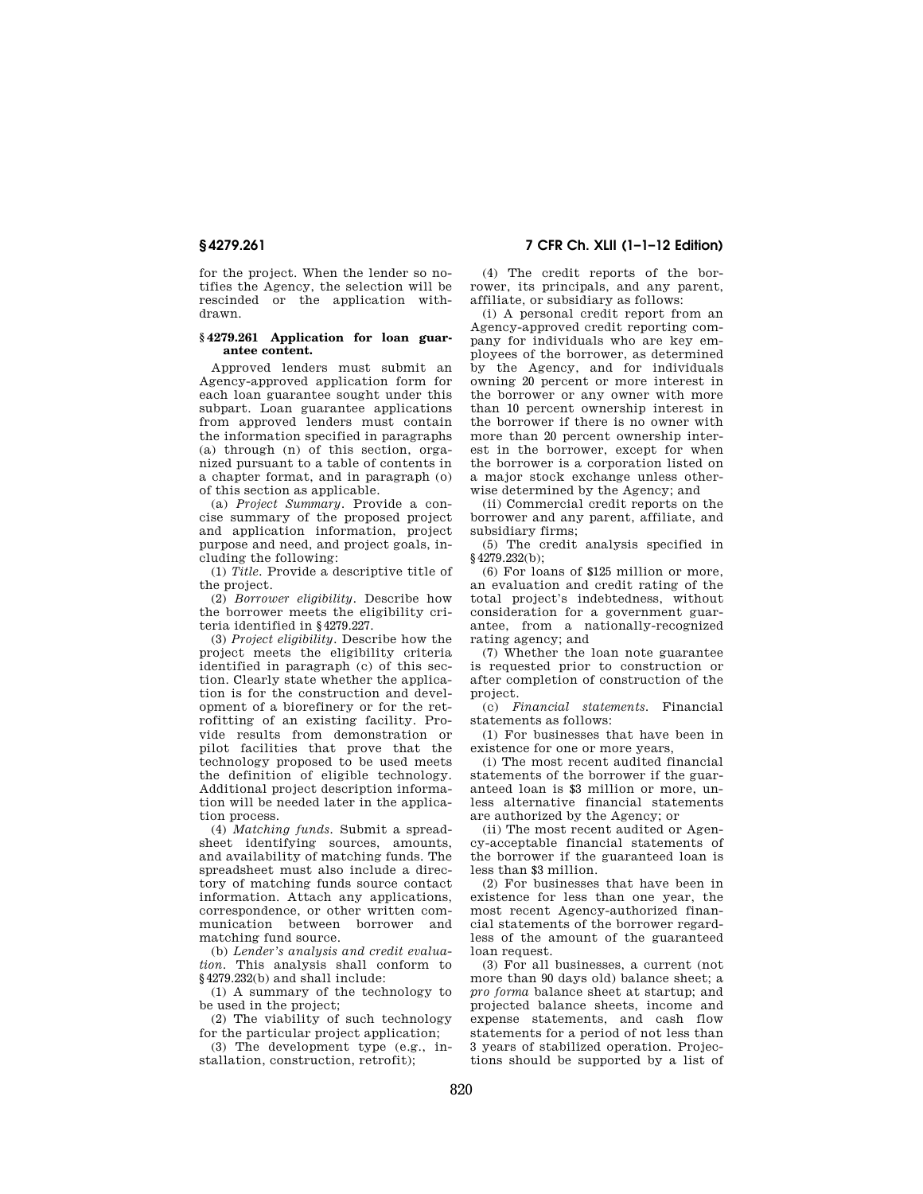for the project. When the lender so notifies the Agency, the selection will be rescinded or the application withdrawn.

### § 4279.261 Application for loan guarantee content.

Approved lenders must submit an Agency-approved application form for each loan guarantee sought under this subpart. Loan guarantee applications from approved lenders must contain the information specified in paragraphs (a) through (n) of this section, organized pursuant to a table of contents in a chapter format, and in paragraph (o) of this section as applicable.

(a) *Project Summary.* Provide a concise summary of the proposed project and application information, project purpose and need, and project goals, including the following:

(1) *Title.* Provide a descriptive title of the project.

(2) *Borrower eligibility.* Describe how the borrower meets the eligibility criteria identified in § 4279.227.

(3) *Project eligibility.* Describe how the project meets the eligibility criteria identified in paragraph (c) of this section. Clearly state whether the application is for the construction and development of a biorefinery or for the retrofitting of an existing facility. Provide results from demonstration or pilot facilities that prove that the technology proposed to be used meets the definition of eligible technology. Additional project description information will be needed later in the application process.

(4) *Matching funds.* Submit a spreadsheet identifying sources, amounts, and availability of matching funds. The spreadsheet must also include a directory of matching funds source contact information. Attach any applications, correspondence, or other written communication between borrower and matching fund source.

(b) *Lender's analysis and credit evaluation.* This analysis shall conform to § 4279.232(b) and shall include:

(1) A summary of the technology to be used in the project;

(2) The viability of such technology for the particular project application;

(3) The development type (e.g., installation, construction, retrofit);

(4) The credit reports of the borrower, its principals, and any parent, affiliate, or subsidiary as follows:

(i) A personal credit report from an Agency-approved credit reporting company for individuals who are key employees of the borrower, as determined by the Agency, and for individuals owning 20 percent or more interest in the borrower or any owner with more than 10 percent ownership interest in the borrower if there is no owner with more than 20 percent ownership interest in the borrower, except for when the borrower is a corporation listed on a major stock exchange unless otherwise determined by the Agency; and

(ii) Commercial credit reports on the borrower and any parent, affiliate, and subsidiary firms;

(5) The credit analysis specified in § 4279.232(b);

(6) For loans of $125 million or more, an evaluation and credit rating of the total project's indebtedness, without consideration for a government guarantee, from a nationally-recognized rating agency; and

(7) Whether the loan note guarantee is requested prior to construction or after completion of construction of the project.

(c) *Financial statements.* Financial statements as follows:

(1) For businesses that have been in existence for one or more years,

(i) The most recent audited financial statements of the borrower if the guaranteed loan is $3 million or more, unless alternative financial statements are authorized by the Agency; or

(ii) The most recent audited or Agency-acceptable financial statements of the borrower if the guaranteed loan is less than $3 million.

(2) For businesses that have been in existence for less than one year, the most recent Agency-authorized financial statements of the borrower regardless of the amount of the guaranteed loan request.

(3) For all businesses, a current (not more than 90 days old) balance sheet; a *pro forma* balance sheet at startup; and projected balance sheets, income and expense statements, and cash flow statements for a period of not less than 3 years of stabilized operation. Projections should be supported by a list of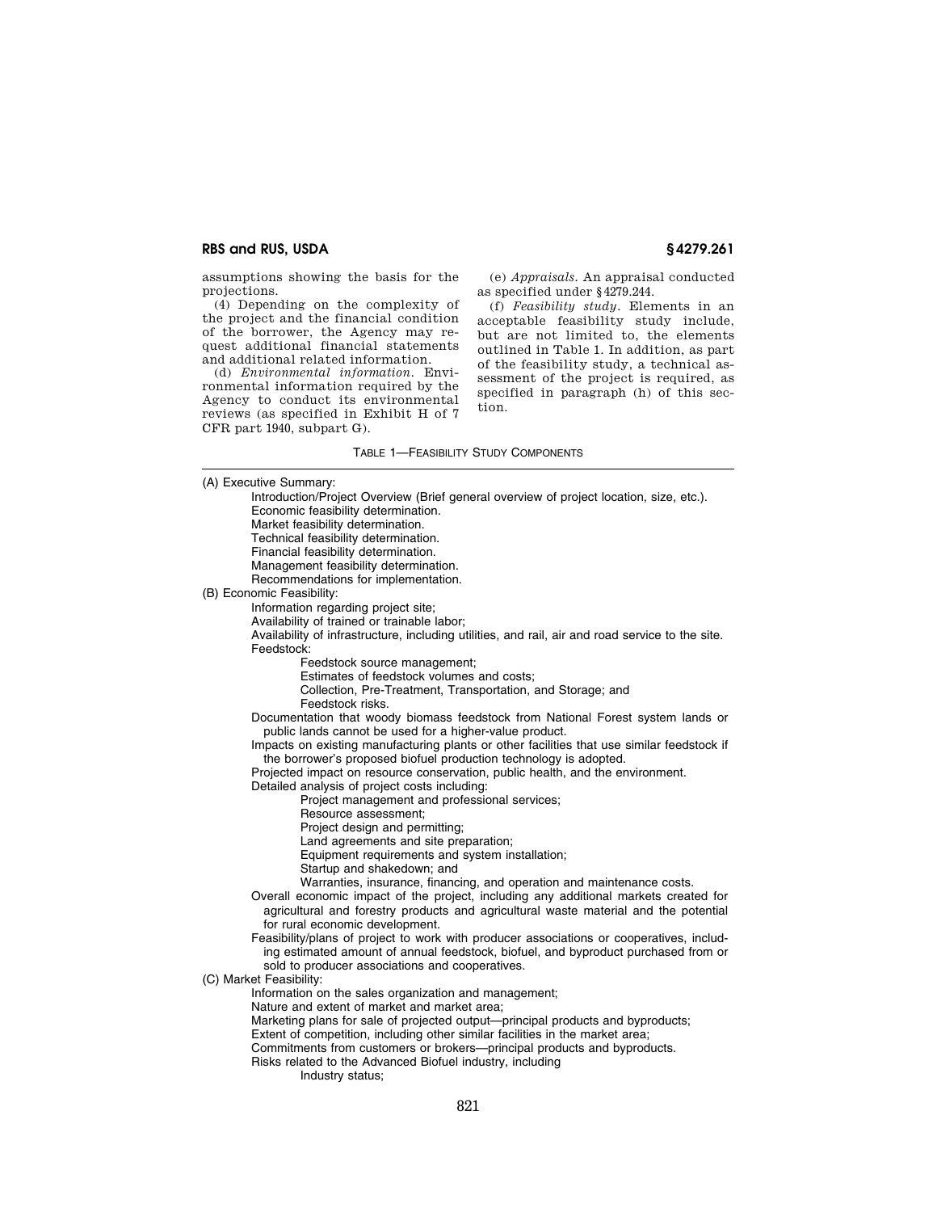assumptions showing the basis for the projections.

(4) Depending on the complexity of the project and the financial condition of the borrower, the Agency may request additional financial statements and additional related information.

(d) *Environmental information*. Environmental information required by the Agency to conduct its environmental reviews (as specified in Exhibit H of 7 CFR part 1940, subpart G).

(e) *Appraisals*. An appraisal conducted as specified under §4279.244.

(f) *Feasibility study*. Elements in an acceptable feasibility study include, but are not limited to, the elements outlined in Table 1. In addition, as part of the feasibility study, a technical assessment of the project is required, as specified in paragraph (h) of this section.

TABLE 1—FEASIBILITY STUDY COMPONENTS

(A) Executive Summary:
- Introduction/Project Overview (Brief general overview of project location, size, etc.).
- Economic feasibility determination.
- Market feasibility determination.
- Technical feasibility determination.
- Financial feasibility determination.
- Management feasibility determination.
- Recommendations for implementation.

(B) Economic Feasibility:
- Information regarding project site;
- Availability of trained or trainable labor;
- Availability of infrastructure, including utilities, and rail, air and road service to the site.
- Feedstock:
  - Feedstock source management;
  - Estimates of feedstock volumes and costs;
  - Collection, Pre-Treatment, Transportation, and Storage; and
  - Feedstock risks.
- Documentation that woody biomass feedstock from National Forest system lands or public lands cannot be used for a higher-value product.
- Impacts on existing manufacturing plants or other facilities that use similar feedstock if the borrower's proposed biofuel production technology is adopted.
- Projected impact on resource conservation, public health, and the environment.
- Detailed analysis of project costs including:
  - Project management and professional services;
  - Resource assessment;
  - Project design and permitting;
  - Land agreements and site preparation;
  - Equipment requirements and system installation;
  - Startup and shakedown; and
  - Warranties, insurance, financing, and operation and maintenance costs.
- Overall economic impact of the project, including any additional markets created for agricultural and forestry products and agricultural waste material and the potential for rural economic development.
- Feasibility/plans of project to work with producer associations or cooperatives, including estimated amount of annual feedstock, biofuel, and byproduct purchased from or sold to producer associations and cooperatives.

(C) Market Feasibility:
- Information on the sales organization and management;
- Nature and extent of market and market area;
- Marketing plans for sale of projected output—principal products and byproducts;
- Extent of competition, including other similar facilities in the market area;
- Commitments from customers or brokers—principal products and byproducts.
- Risks related to the Advanced Biofuel industry, including
  - Industry status;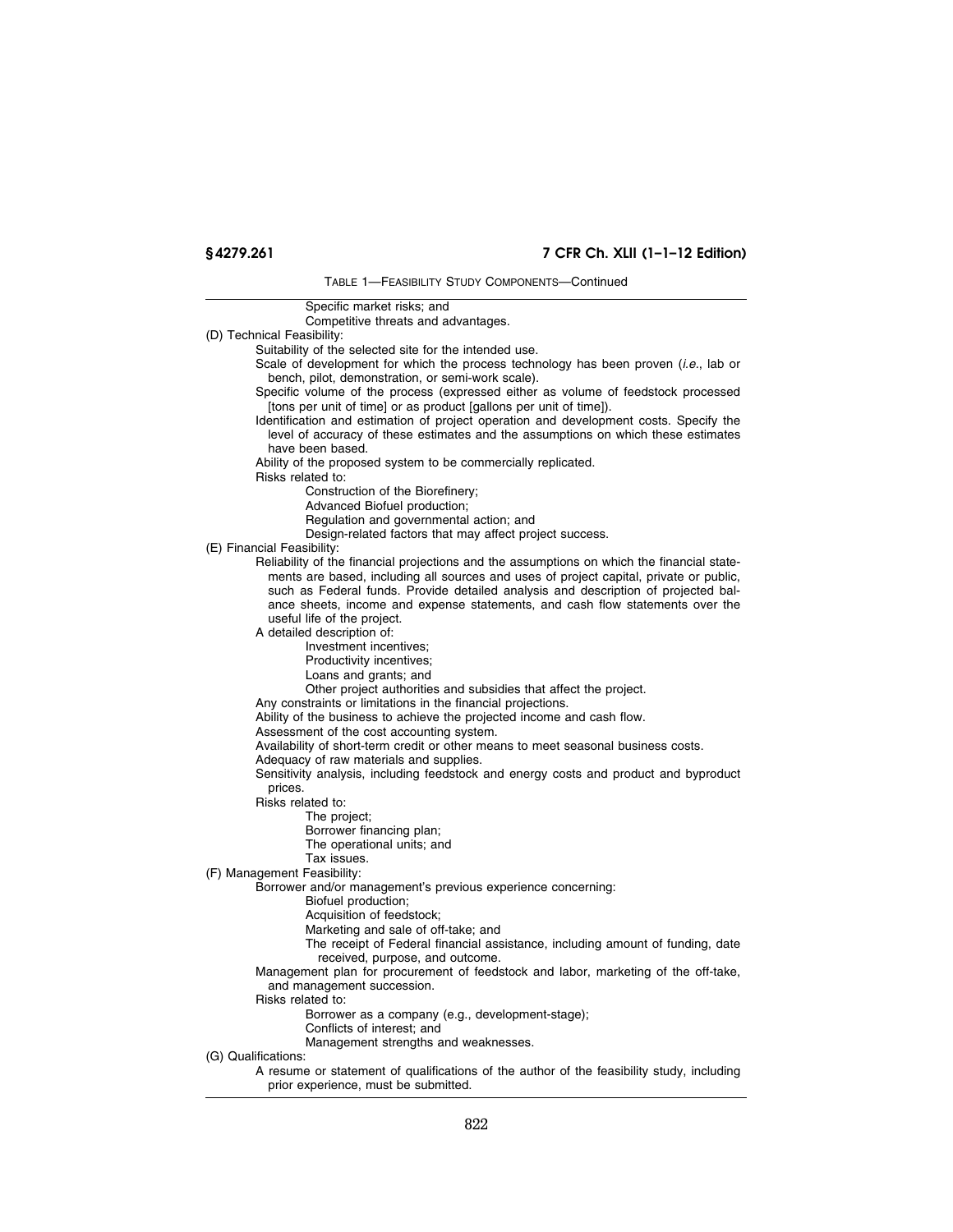TABLE 1—FEASIBILITY STUDY COMPONENTS—Continued

- Specific market risks; and
- Competitive threats and advantages.

(D) Technical Feasibility:

- Suitability of the selected site for the intended use.
- Scale of development for which the process technology has been proven (*i.e.*, lab or bench, pilot, demonstration, or semi-work scale).
- Specific volume of the process (expressed either as volume of feedstock processed [tons per unit of time] or as product [gallons per unit of time]).
- Identification and estimation of project operation and development costs. Specify the level of accuracy of these estimates and the assumptions on which these estimates have been based.
- Ability of the proposed system to be commercially replicated.
- Risks related to:
  - Construction of the Biorefinery;
  - Advanced Biofuel production;
  - Regulation and governmental action; and
  - Design-related factors that may affect project success.

(E) Financial Feasibility:

- Reliability of the financial projections and the assumptions on which the financial statements are based, including all sources and uses of project capital, private or public, such as Federal funds. Provide detailed analysis and description of projected balance sheets, income and expense statements, and cash flow statements over the useful life of the project.
- A detailed description of:
  - Investment incentives;
  - Productivity incentives;
  - Loans and grants; and
  - Other project authorities and subsidies that affect the project.
- Any constraints or limitations in the financial projections.
- Ability of the business to achieve the projected income and cash flow.
- Assessment of the cost accounting system.
- Availability of short-term credit or other means to meet seasonal business costs.
- Adequacy of raw materials and supplies.
- Sensitivity analysis, including feedstock and energy costs and product and byproduct prices.
- Risks related to:
  - The project;
  - Borrower financing plan;
  - The operational units; and
  - Tax issues.

(F) Management Feasibility:

- Borrower and/or management's previous experience concerning:
  - Biofuel production;
  - Acquisition of feedstock;
  - Marketing and sale of off-take; and
  - The receipt of Federal financial assistance, including amount of funding, date received, purpose, and outcome.
- Management plan for procurement of feedstock and labor, marketing of the off-take, and management succession.
- Risks related to:
  - Borrower as a company (e.g., development-stage);
  - Conflicts of interest; and
  - Management strengths and weaknesses.

(G) Qualifications:

- A resume or statement of qualifications of the author of the feasibility study, including prior experience, must be submitted.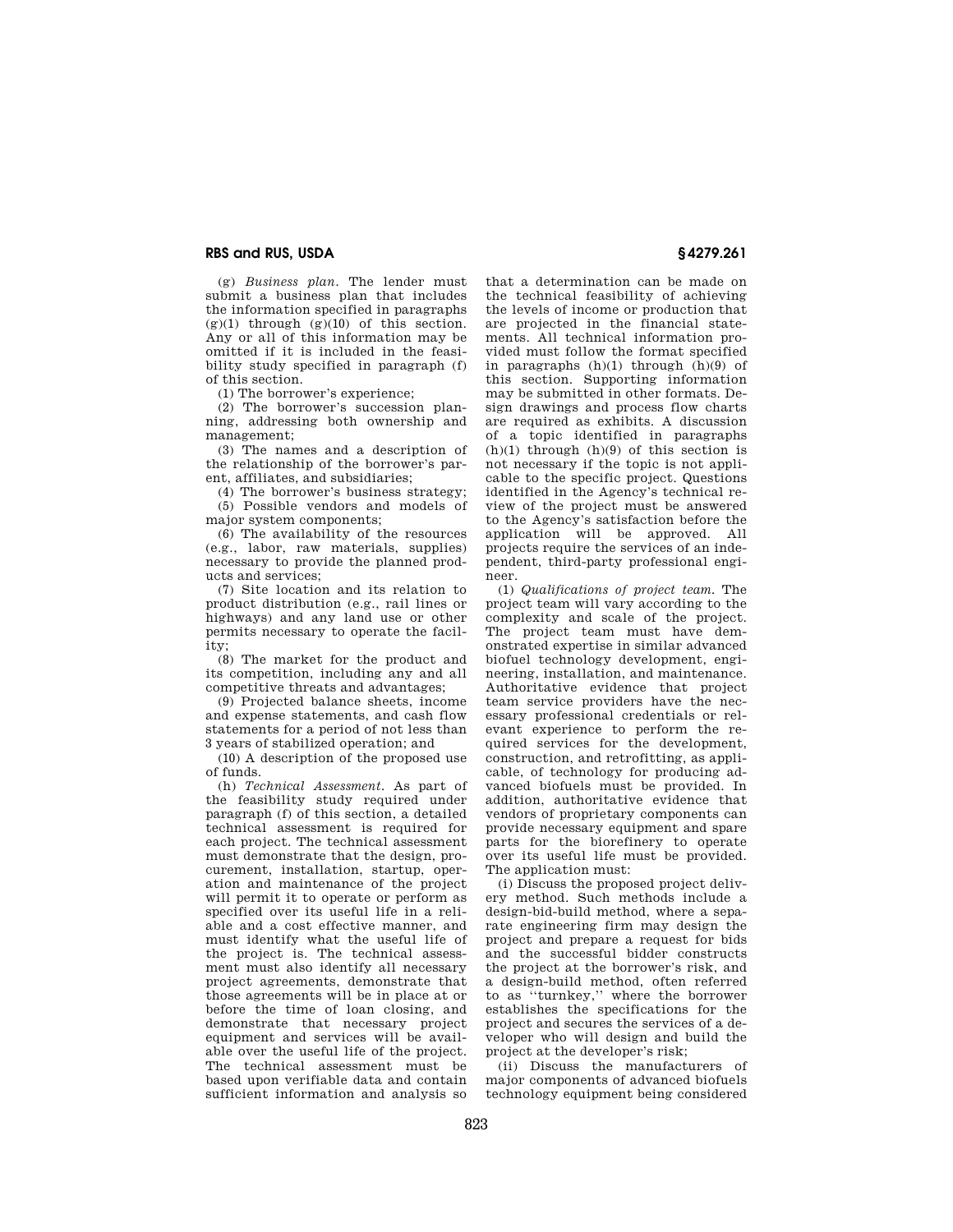(g) *Business plan*. The lender must submit a business plan that includes the information specified in paragraphs (g)(1) through (g)(10) of this section. Any or all of this information may be omitted if it is included in the feasibility study specified in paragraph (f) of this section.

(1) The borrower's experience;

(2) The borrower's succession planning, addressing both ownership and management;

(3) The names and a description of the relationship of the borrower's parent, affiliates, and subsidiaries;

(4) The borrower's business strategy;

(5) Possible vendors and models of major system components;

(6) The availability of the resources (e.g., labor, raw materials, supplies) necessary to provide the planned products and services;

(7) Site location and its relation to product distribution (e.g., rail lines or highways) and any land use or other permits necessary to operate the facility;

(8) The market for the product and its competition, including any and all competitive threats and advantages;

(9) Projected balance sheets, income and expense statements, and cash flow statements for a period of not less than 3 years of stabilized operation; and

(10) A description of the proposed use of funds.

(h) *Technical Assessment*. As part of the feasibility study required under paragraph (f) of this section, a detailed technical assessment is required for each project. The technical assessment must demonstrate that the design, procurement, installation, startup, operation and maintenance of the project will permit it to operate or perform as specified over its useful life in a reliable and a cost effective manner, and must identify what the useful life of the project is. The technical assessment must also identify all necessary project agreements, demonstrate that those agreements will be in place at or before the time of loan closing, and demonstrate that necessary project equipment and services will be available over the useful life of the project. The technical assessment must be based upon verifiable data and contain sufficient information and analysis so that a determination can be made on the technical feasibility of achieving the levels of income or production that are projected in the financial statements. All technical information provided must follow the format specified in paragraphs (h)(1) through (h)(9) of this section. Supporting information may be submitted in other formats. Design drawings and process flow charts are required as exhibits. A discussion of a topic identified in paragraphs (h)(1) through (h)(9) of this section is not necessary if the topic is not applicable to the specific project. Questions identified in the Agency's technical review of the project must be answered to the Agency's satisfaction before the application will be approved. All projects require the services of an independent, third-party professional engineer.

(1) *Qualifications of project team*. The project team will vary according to the complexity and scale of the project. The project team must have demonstrated expertise in similar advanced biofuel technology development, engineering, installation, and maintenance. Authoritative evidence that project team service providers have the necessary professional credentials or relevant experience to perform the required services for the development, construction, and retrofitting, as applicable, of technology for producing advanced biofuels must be provided. In addition, authoritative evidence that vendors of proprietary components can provide necessary equipment and spare parts for the biorefinery to operate over its useful life must be provided. The application must:

(i) Discuss the proposed project delivery method. Such methods include a design-bid-build method, where a separate engineering firm may design the project and prepare a request for bids and the successful bidder constructs the project at the borrower's risk, and a design-build method, often referred to as "turnkey," where the borrower establishes the specifications for the project and secures the services of a developer who will design and build the project at the developer's risk;

(ii) Discuss the manufacturers of major components of advanced biofuels technology equipment being considered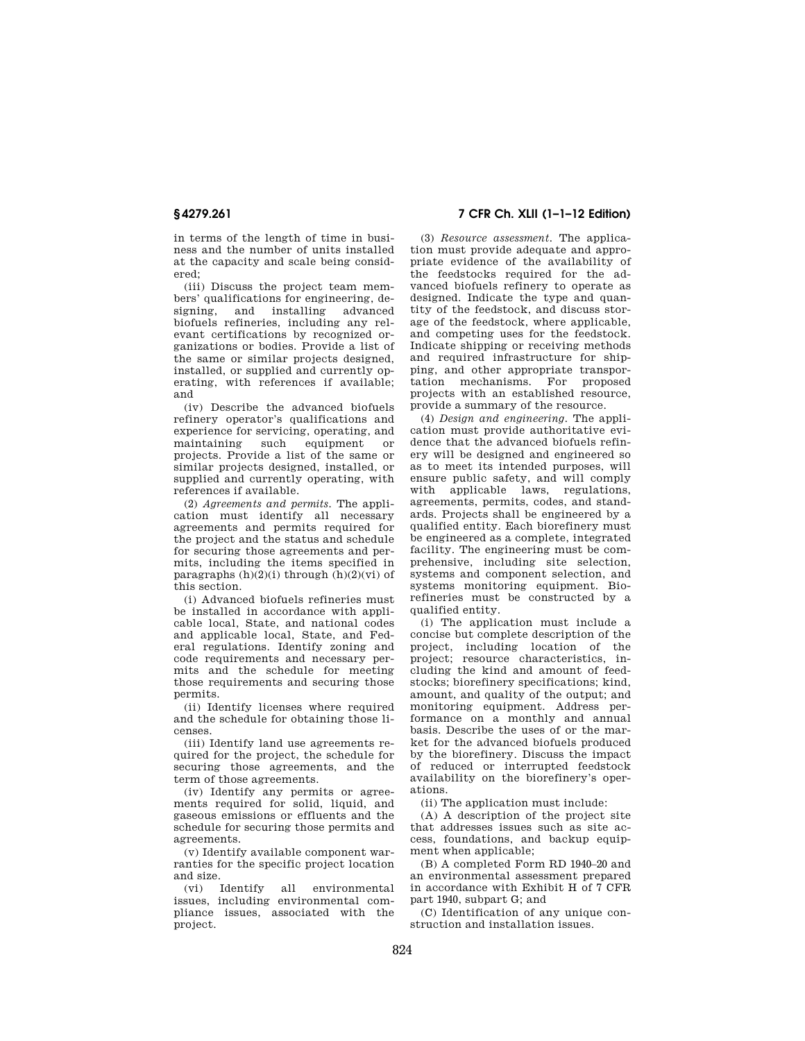in terms of the length of time in business and the number of units installed at the capacity and scale being considered;

(iii) Discuss the project team members' qualifications for engineering, designing, and installing advanced biofuels refineries, including any relevant certifications by recognized organizations or bodies. Provide a list of the same or similar projects designed, installed, or supplied and currently operating, with references if available; and

(iv) Describe the advanced biofuels refinery operator's qualifications and experience for servicing, operating, and maintaining such equipment or projects. Provide a list of the same or similar projects designed, installed, or supplied and currently operating, with references if available.

(2) *Agreements and permits.* The application must identify all necessary agreements and permits required for the project and the status and schedule for securing those agreements and permits, including the items specified in paragraphs (h)(2)(i) through (h)(2)(vi) of this section.

(i) Advanced biofuels refineries must be installed in accordance with applicable local, State, and national codes and applicable local, State, and Federal regulations. Identify zoning and code requirements and necessary permits and the schedule for meeting those requirements and securing those permits.

(ii) Identify licenses where required and the schedule for obtaining those licenses.

(iii) Identify land use agreements required for the project, the schedule for securing those agreements, and the term of those agreements.

(iv) Identify any permits or agreements required for solid, liquid, and gaseous emissions or effluents and the schedule for securing those permits and agreements.

(v) Identify available component warranties for the specific project location and size.

(vi) Identify all environmental issues, including environmental compliance issues, associated with the project.

(3) *Resource assessment.* The application must provide adequate and appropriate evidence of the availability of the feedstocks required for the advanced biofuels refinery to operate as designed. Indicate the type and quantity of the feedstock, and discuss storage of the feedstock, where applicable, and competing uses for the feedstock. Indicate shipping or receiving methods and required infrastructure for shipping, and other appropriate transportation mechanisms. For proposed projects with an established resource, provide a summary of the resource.

(4) *Design and engineering.* The application must provide authoritative evidence that the advanced biofuels refinery will be designed and engineered so as to meet its intended purposes, will ensure public safety, and will comply with applicable laws, regulations, agreements, permits, codes, and standards. Projects shall be engineered by a qualified entity. Each biorefinery must be engineered as a complete, integrated facility. The engineering must be comprehensive, including site selection, systems and component selection, and systems monitoring equipment. Biorefineries must be constructed by a qualified entity.

(i) The application must include a concise but complete description of the project, including location of the project; resource characteristics, including the kind and amount of feedstocks; biorefinery specifications; kind, amount, and quality of the output; and monitoring equipment. Address performance on a monthly and annual basis. Describe the uses of or the market for the advanced biofuels produced by the biorefinery. Discuss the impact of reduced or interrupted feedstock availability on the biorefinery's operations.

(ii) The application must include:

(A) A description of the project site that addresses issues such as site access, foundations, and backup equipment when applicable;

(B) A completed Form RD 1940–20 and an environmental assessment prepared in accordance with Exhibit H of 7 CFR part 1940, subpart G; and

(C) Identification of any unique construction and installation issues.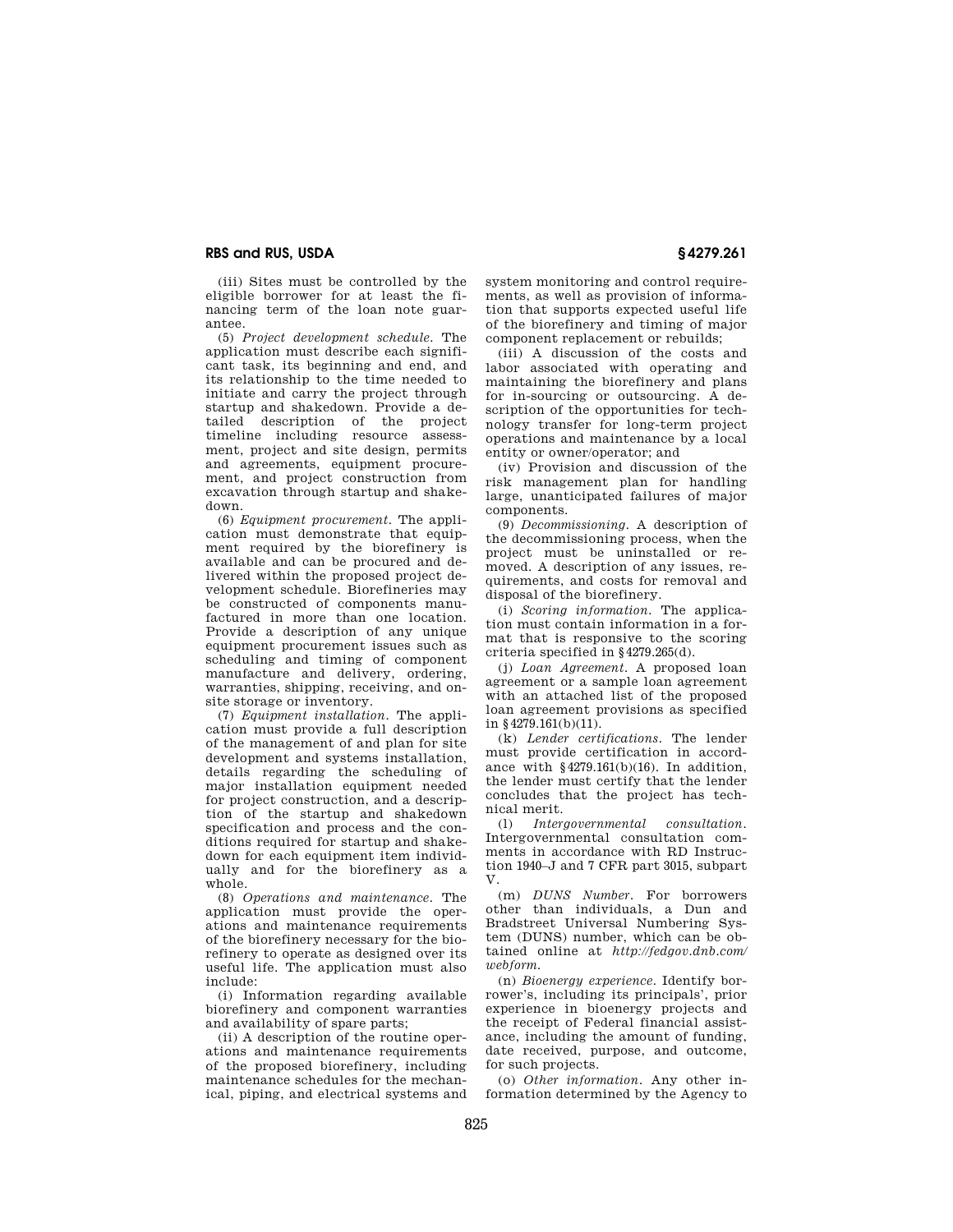(iii) Sites must be controlled by the eligible borrower for at least the financing term of the loan note guarantee.

(5) *Project development schedule.* The application must describe each significant task, its beginning and end, and its relationship to the time needed to initiate and carry the project through startup and shakedown. Provide a detailed description of the project timeline including resource assessment, project and site design, permits and agreements, equipment procurement, and project construction from excavation through startup and shakedown.

(6) *Equipment procurement.* The application must demonstrate that equipment required by the biorefinery is available and can be procured and delivered within the proposed project development schedule. Biorefineries may be constructed of components manufactured in more than one location. Provide a description of any unique equipment procurement issues such as scheduling and timing of component manufacture and delivery, ordering, warranties, shipping, receiving, and on-site storage or inventory.

(7) *Equipment installation.* The application must provide a full description of the management of and plan for site development and systems installation, details regarding the scheduling of major installation equipment needed for project construction, and a description of the startup and shakedown specification and process and the conditions required for startup and shakedown for each equipment item individually and for the biorefinery as a whole.

(8) *Operations and maintenance.* The application must provide the operations and maintenance requirements of the biorefinery necessary for the biorefinery to operate as designed over its useful life. The application must also include:

(i) Information regarding available biorefinery and component warranties and availability of spare parts;

(ii) A description of the routine operations and maintenance requirements of the proposed biorefinery, including maintenance schedules for the mechanical, piping, and electrical systems and system monitoring and control requirements, as well as provision of information that supports expected useful life of the biorefinery and timing of major component replacement or rebuilds;

(iii) A discussion of the costs and labor associated with operating and maintaining the biorefinery and plans for in-sourcing or outsourcing. A description of the opportunities for technology transfer for long-term project operations and maintenance by a local entity or owner/operator; and

(iv) Provision and discussion of the risk management plan for handling large, unanticipated failures of major components.

(9) *Decommissioning.* A description of the decommissioning process, when the project must be uninstalled or removed. A description of any issues, requirements, and costs for removal and disposal of the biorefinery.

(i) *Scoring information.* The application must contain information in a format that is responsive to the scoring criteria specified in §4279.265(d).

(j) *Loan Agreement.* A proposed loan agreement or a sample loan agreement with an attached list of the proposed loan agreement provisions as specified in §4279.161(b)(11).

(k) *Lender certifications.* The lender must provide certification in accordance with §4279.161(b)(16). In addition, the lender must certify that the lender concludes that the project has technical merit.

(l) *Intergovernmental consultation.* Intergovernmental consultation comments in accordance with RD Instruction 1940–J and 7 CFR part 3015, subpart V.

(m) *DUNS Number.* For borrowers other than individuals, a Dun and Bradstreet Universal Numbering System (DUNS) number, which can be obtained online at *http://fedgov.dnb.com/webform.*

(n) *Bioenergy experience.* Identify borrower's, including its principals', prior experience in bioenergy projects and the receipt of Federal financial assistance, including the amount of funding, date received, purpose, and outcome, for such projects.

(o) *Other information.* Any other information determined by the Agency to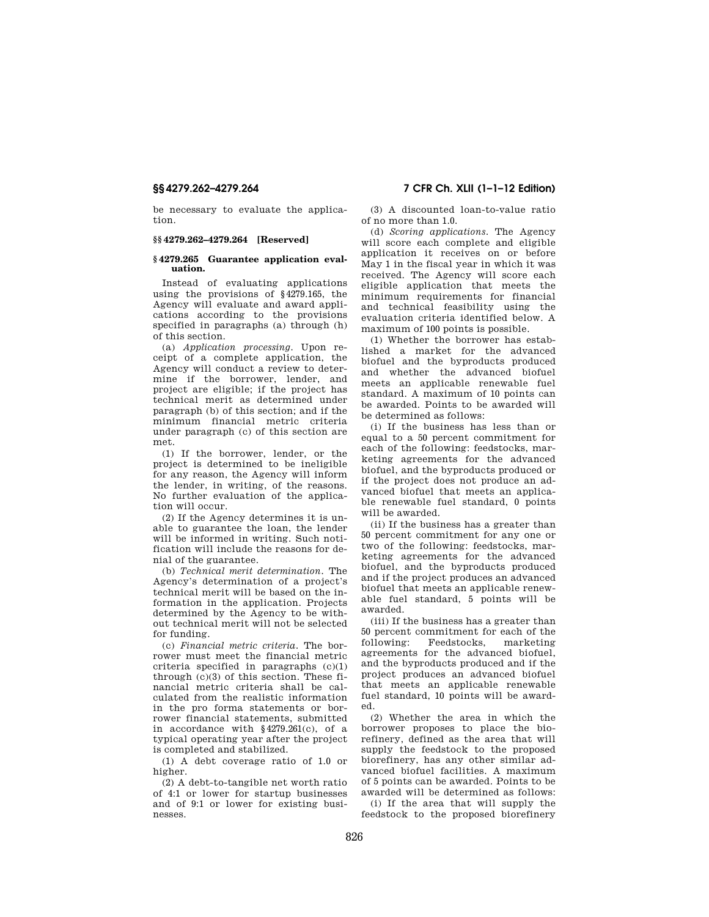be necessary to evaluate the application.

### §§ 4279.262–4279.264 [Reserved]

### § 4279.265 Guarantee application evaluation.

Instead of evaluating applications using the provisions of § 4279.165, the Agency will evaluate and award applications according to the provisions specified in paragraphs (a) through (h) of this section.

(a) *Application processing.* Upon receipt of a complete application, the Agency will conduct a review to determine if the borrower, lender, and project are eligible; if the project has technical merit as determined under paragraph (b) of this section; and if the minimum financial metric criteria under paragraph (c) of this section are met.

(1) If the borrower, lender, or the project is determined to be ineligible for any reason, the Agency will inform the lender, in writing, of the reasons. No further evaluation of the application will occur.

(2) If the Agency determines it is unable to guarantee the loan, the lender will be informed in writing. Such notification will include the reasons for denial of the guarantee.

(b) *Technical merit determination.* The Agency's determination of a project's technical merit will be based on the information in the application. Projects determined by the Agency to be without technical merit will not be selected for funding.

(c) *Financial metric criteria.* The borrower must meet the financial metric criteria specified in paragraphs (c)(1) through (c)(3) of this section. These financial metric criteria shall be calculated from the realistic information in the pro forma statements or borrower financial statements, submitted in accordance with § 4279.261(c), of a typical operating year after the project is completed and stabilized.

(1) A debt coverage ratio of 1.0 or higher.

(2) A debt-to-tangible net worth ratio of 4:1 or lower for startup businesses and of 9:1 or lower for existing businesses.

(3) A discounted loan-to-value ratio of no more than 1.0.

(d) *Scoring applications.* The Agency will score each complete and eligible application it receives on or before May 1 in the fiscal year in which it was received. The Agency will score each eligible application that meets the minimum requirements for financial and technical feasibility using the evaluation criteria identified below. A maximum of 100 points is possible.

(1) Whether the borrower has established a market for the advanced biofuel and the byproducts produced and whether the advanced biofuel meets an applicable renewable fuel standard. A maximum of 10 points can be awarded. Points to be awarded will be determined as follows:

(i) If the business has less than or equal to a 50 percent commitment for each of the following: feedstocks, marketing agreements for the advanced biofuel, and the byproducts produced or if the project does not produce an advanced biofuel that meets an applicable renewable fuel standard, 0 points will be awarded.

(ii) If the business has a greater than 50 percent commitment for any one or two of the following: feedstocks, marketing agreements for the advanced biofuel, and the byproducts produced and if the project produces an advanced biofuel that meets an applicable renewable fuel standard, 5 points will be awarded.

(iii) If the business has a greater than 50 percent commitment for each of the following: Feedstocks, marketing agreements for the advanced biofuel, and the byproducts produced and if the project produces an advanced biofuel that meets an applicable renewable fuel standard, 10 points will be awarded.

(2) Whether the area in which the borrower proposes to place the biorefinery, defined as the area that will supply the feedstock to the proposed biorefinery, has any other similar advanced biofuel facilities. A maximum of 5 points can be awarded. Points to be awarded will be determined as follows:

(i) If the area that will supply the feedstock to the proposed biorefinery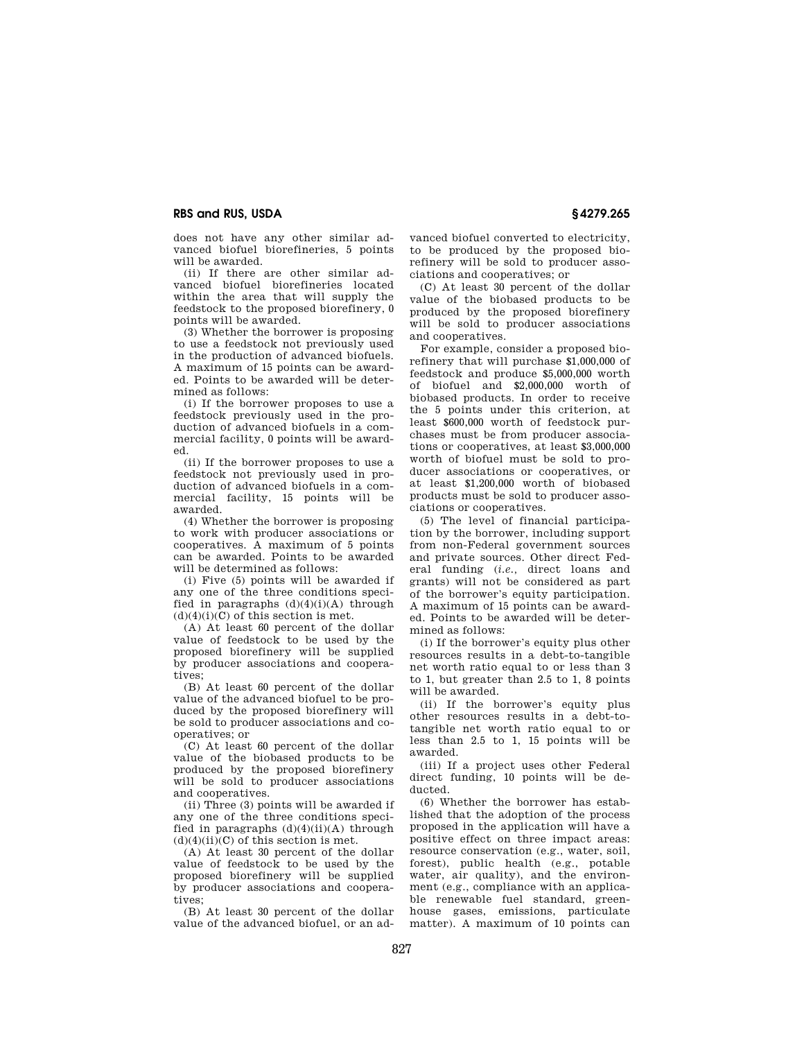does not have any other similar advanced biofuel biorefineries, 5 points will be awarded.

(ii) If there are other similar advanced biofuel biorefineries located within the area that will supply the feedstock to the proposed biorefinery, 0 points will be awarded.

(3) Whether the borrower is proposing to use a feedstock not previously used in the production of advanced biofuels. A maximum of 15 points can be awarded. Points to be awarded will be determined as follows:

(i) If the borrower proposes to use a feedstock previously used in the production of advanced biofuels in a commercial facility, 0 points will be awarded.

(ii) If the borrower proposes to use a feedstock not previously used in production of advanced biofuels in a commercial facility, 15 points will be awarded.

(4) Whether the borrower is proposing to work with producer associations or cooperatives. A maximum of 5 points can be awarded. Points to be awarded will be determined as follows:

(i) Five (5) points will be awarded if any one of the three conditions specified in paragraphs (d)(4)(i)(A) through (d)(4)(i)(C) of this section is met.

(A) At least 60 percent of the dollar value of feedstock to be used by the proposed biorefinery will be supplied by producer associations and cooperatives;

(B) At least 60 percent of the dollar value of the advanced biofuel to be produced by the proposed biorefinery will be sold to producer associations and cooperatives; or

(C) At least 60 percent of the dollar value of the biobased products to be produced by the proposed biorefinery will be sold to producer associations and cooperatives.

(ii) Three (3) points will be awarded if any one of the three conditions specified in paragraphs (d)(4)(ii)(A) through (d)(4)(ii)(C) of this section is met.

(A) At least 30 percent of the dollar value of feedstock to be used by the proposed biorefinery will be supplied by producer associations and cooperatives;

(B) At least 30 percent of the dollar value of the advanced biofuel, or an advanced biofuel converted to electricity, to be produced by the proposed biorefinery will be sold to producer associations and cooperatives; or

(C) At least 30 percent of the dollar value of the biobased products to be produced by the proposed biorefinery will be sold to producer associations and cooperatives.

For example, consider a proposed biorefinery that will purchase $1,000,000 of feedstock and produce $5,000,000 worth of biofuel and $2,000,000 worth of biobased products. In order to receive the 5 points under this criterion, at least $600,000 worth of feedstock purchases must be from producer associations or cooperatives, at least $3,000,000 worth of biofuel must be sold to producer associations or cooperatives, or at least $1,200,000 worth of biobased products must be sold to producer associations or cooperatives.

(5) The level of financial participation by the borrower, including support from non-Federal government sources and private sources. Other direct Federal funding (*i.e.*, direct loans and grants) will not be considered as part of the borrower's equity participation. A maximum of 15 points can be awarded. Points to be awarded will be determined as follows:

(i) If the borrower's equity plus other resources results in a debt-to-tangible net worth ratio equal to or less than 3 to 1, but greater than 2.5 to 1, 8 points will be awarded.

(ii) If the borrower's equity plus other resources results in a debt-to-tangible net worth ratio equal to or less than 2.5 to 1, 15 points will be awarded.

(iii) If a project uses other Federal direct funding, 10 points will be deducted.

(6) Whether the borrower has established that the adoption of the process proposed in the application will have a positive effect on three impact areas: resource conservation (e.g., water, soil, forest), public health (e.g., potable water, air quality), and the environment (e.g., compliance with an applicable renewable fuel standard, greenhouse gases, emissions, particulate matter). A maximum of 10 points can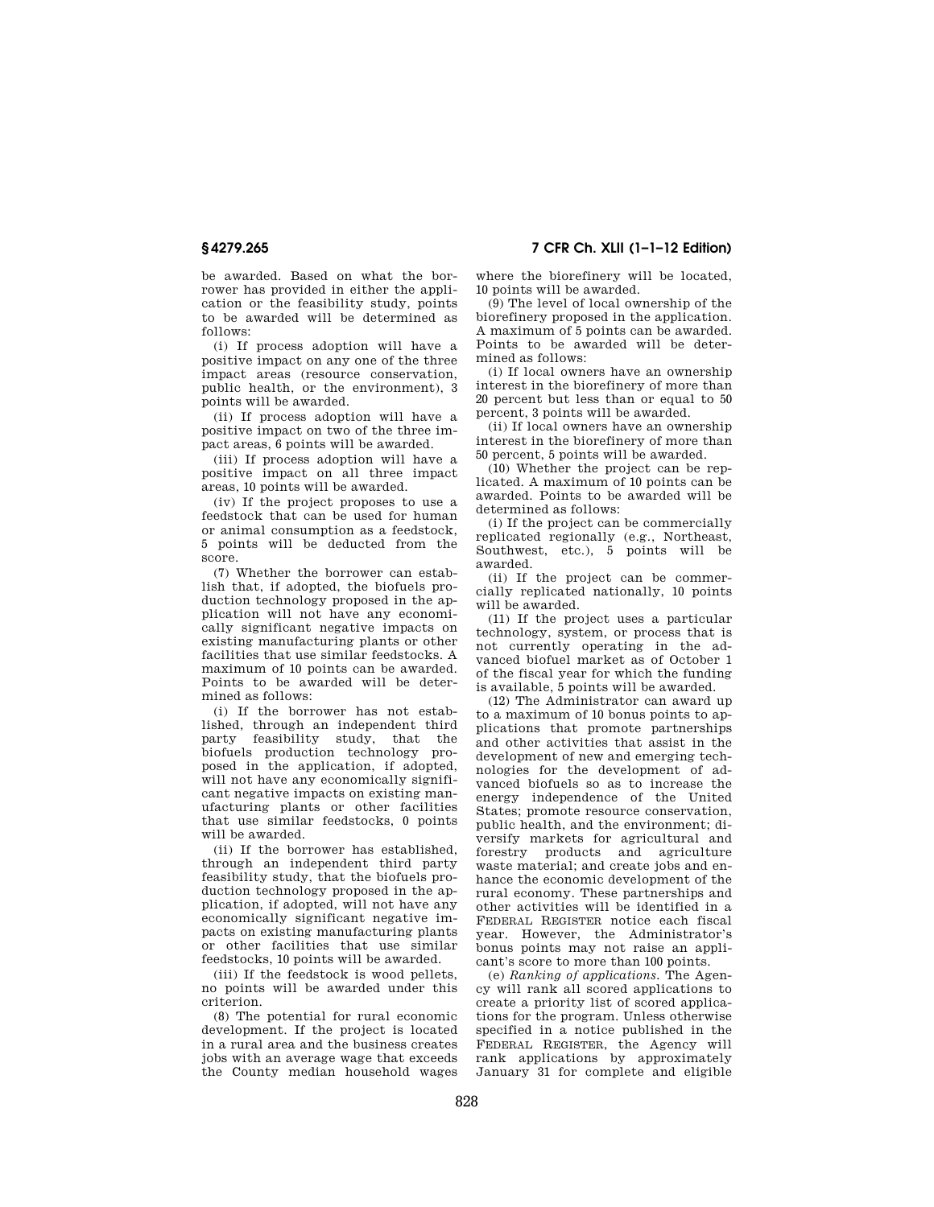be awarded. Based on what the borrower has provided in either the application or the feasibility study, points to be awarded will be determined as follows:

(i) If process adoption will have a positive impact on any one of the three impact areas (resource conservation, public health, or the environment), 3 points will be awarded.

(ii) If process adoption will have a positive impact on two of the three impact areas, 6 points will be awarded.

(iii) If process adoption will have a positive impact on all three impact areas, 10 points will be awarded.

(iv) If the project proposes to use a feedstock that can be used for human or animal consumption as a feedstock, 5 points will be deducted from the score.

(7) Whether the borrower can establish that, if adopted, the biofuels production technology proposed in the application will not have any economically significant negative impacts on existing manufacturing plants or other facilities that use similar feedstocks. A maximum of 10 points can be awarded. Points to be awarded will be determined as follows:

(i) If the borrower has not established, through an independent third party feasibility study, that the biofuels production technology proposed in the application, if adopted, will not have any economically significant negative impacts on existing manufacturing plants or other facilities that use similar feedstocks, 0 points will be awarded.

(ii) If the borrower has established, through an independent third party feasibility study, that the biofuels production technology proposed in the application, if adopted, will not have any economically significant negative impacts on existing manufacturing plants or other facilities that use similar feedstocks, 10 points will be awarded.

(iii) If the feedstock is wood pellets, no points will be awarded under this criterion.

(8) The potential for rural economic development. If the project is located in a rural area and the business creates jobs with an average wage that exceeds the County median household wages where the biorefinery will be located, 10 points will be awarded.

(9) The level of local ownership of the biorefinery proposed in the application. A maximum of 5 points can be awarded. Points to be awarded will be determined as follows:

(i) If local owners have an ownership interest in the biorefinery of more than 20 percent but less than or equal to 50 percent, 3 points will be awarded.

(ii) If local owners have an ownership interest in the biorefinery of more than 50 percent, 5 points will be awarded.

(10) Whether the project can be replicated. A maximum of 10 points can be awarded. Points to be awarded will be determined as follows:

(i) If the project can be commercially replicated regionally (e.g., Northeast, Southwest, etc.), 5 points will be awarded.

(ii) If the project can be commercially replicated nationally, 10 points will be awarded.

(11) If the project uses a particular technology, system, or process that is not currently operating in the advanced biofuel market as of October 1 of the fiscal year for which the funding is available, 5 points will be awarded.

(12) The Administrator can award up to a maximum of 10 bonus points to applications that promote partnerships and other activities that assist in the development of new and emerging technologies for the development of advanced biofuels so as to increase the energy independence of the United States; promote resource conservation, public health, and the environment; diversify markets for agricultural and forestry products and agriculture waste material; and create jobs and enhance the economic development of the rural economy. These partnerships and other activities will be identified in a FEDERAL REGISTER notice each fiscal year. However, the Administrator's bonus points may not raise an applicant's score to more than 100 points.

(e) *Ranking of applications.* The Agency will rank all scored applications to create a priority list of scored applications for the program. Unless otherwise specified in a notice published in the FEDERAL REGISTER, the Agency will rank applications by approximately January 31 for complete and eligible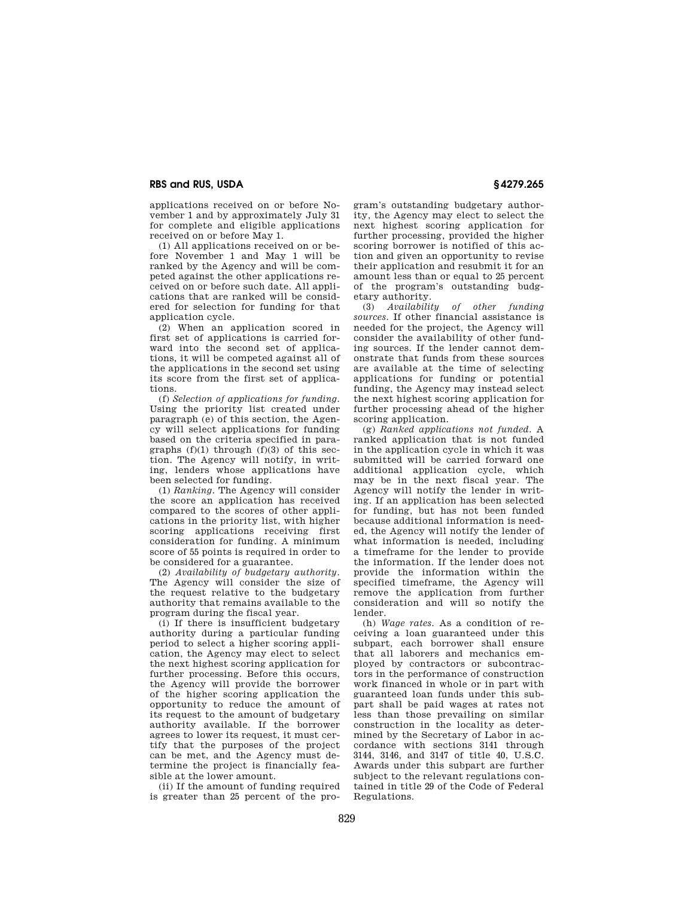applications received on or before November 1 and by approximately July 31 for complete and eligible applications received on or before May 1.

(1) All applications received on or before November 1 and May 1 will be ranked by the Agency and will be competed against the other applications received on or before such date. All applications that are ranked will be considered for selection for funding for that application cycle.

(2) When an application scored in first set of applications is carried forward into the second set of applications, it will be competed against all of the applications in the second set using its score from the first set of applications.

(f) *Selection of applications for funding.* Using the priority list created under paragraph (e) of this section, the Agency will select applications for funding based on the criteria specified in paragraphs (f)(1) through (f)(3) of this section. The Agency will notify, in writing, lenders whose applications have been selected for funding.

(1) *Ranking.* The Agency will consider the score an application has received compared to the scores of other applications in the priority list, with higher scoring applications receiving first consideration for funding. A minimum score of 55 points is required in order to be considered for a guarantee.

(2) *Availability of budgetary authority.* The Agency will consider the size of the request relative to the budgetary authority that remains available to the program during the fiscal year.

(i) If there is insufficient budgetary authority during a particular funding period to select a higher scoring application, the Agency may elect to select the next highest scoring application for further processing. Before this occurs, the Agency will provide the borrower of the higher scoring application the opportunity to reduce the amount of its request to the amount of budgetary authority available. If the borrower agrees to lower its request, it must certify that the purposes of the project can be met, and the Agency must determine the project is financially feasible at the lower amount.

(ii) If the amount of funding required is greater than 25 percent of the program's outstanding budgetary authority, the Agency may elect to select the next highest scoring application for further processing, provided the higher scoring borrower is notified of this action and given an opportunity to revise their application and resubmit it for an amount less than or equal to 25 percent of the program's outstanding budgetary authority.

(3) *Availability of other funding sources.* If other financial assistance is needed for the project, the Agency will consider the availability of other funding sources. If the lender cannot demonstrate that funds from these sources are available at the time of selecting applications for funding or potential funding, the Agency may instead select the next highest scoring application for further processing ahead of the higher scoring application.

(g) *Ranked applications not funded.* A ranked application that is not funded in the application cycle in which it was submitted will be carried forward one additional application cycle, which may be in the next fiscal year. The Agency will notify the lender in writing. If an application has been selected for funding, but has not been funded because additional information is needed, the Agency will notify the lender of what information is needed, including a timeframe for the lender to provide the information. If the lender does not provide the information within the specified timeframe, the Agency will remove the application from further consideration and will so notify the lender.

(h) *Wage rates.* As a condition of receiving a loan guaranteed under this subpart, each borrower shall ensure that all laborers and mechanics employed by contractors or subcontractors in the performance of construction work financed in whole or in part with guaranteed loan funds under this subpart shall be paid wages at rates not less than those prevailing on similar construction in the locality as determined by the Secretary of Labor in accordance with sections 3141 through 3144, 3146, and 3147 of title 40, U.S.C. Awards under this subpart are further subject to the relevant regulations contained in title 29 of the Code of Federal Regulations.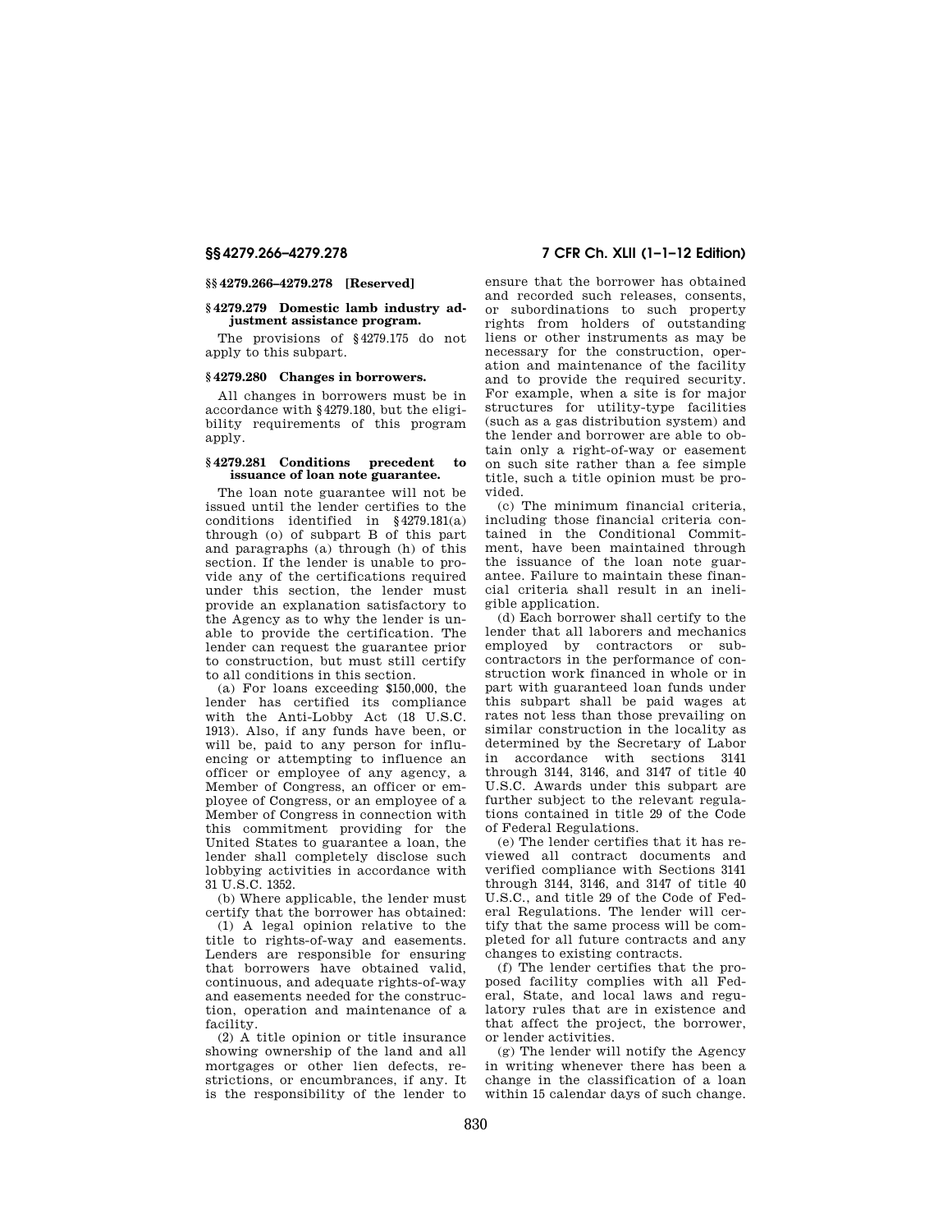### §§ 4279.266–4279.278 [Reserved]

### § 4279.279 Domestic lamb industry adjustment assistance program.

The provisions of § 4279.175 do not apply to this subpart.

### § 4279.280 Changes in borrowers.

All changes in borrowers must be in accordance with § 4279.180, but the eligibility requirements of this program apply.

### § 4279.281 Conditions precedent to issuance of loan note guarantee.

The loan note guarantee will not be issued until the lender certifies to the conditions identified in § 4279.181(a) through (o) of subpart B of this part and paragraphs (a) through (h) of this section. If the lender is unable to provide any of the certifications required under this section, the lender must provide an explanation satisfactory to the Agency as to why the lender is unable to provide the certification. The lender can request the guarantee prior to construction, but must still certify to all conditions in this section.

(a) For loans exceeding $150,000, the lender has certified its compliance with the Anti-Lobby Act (18 U.S.C. 1913). Also, if any funds have been, or will be, paid to any person for influencing or attempting to influence an officer or employee of any agency, a Member of Congress, an officer or employee of Congress, or an employee of a Member of Congress in connection with this commitment providing for the United States to guarantee a loan, the lender shall completely disclose such lobbying activities in accordance with 31 U.S.C. 1352.

(b) Where applicable, the lender must certify that the borrower has obtained:

(1) A legal opinion relative to the title to rights-of-way and easements. Lenders are responsible for ensuring that borrowers have obtained valid, continuous, and adequate rights-of-way and easements needed for the construction, operation and maintenance of a facility.

(2) A title opinion or title insurance showing ownership of the land and all mortgages or other lien defects, restrictions, or encumbrances, if any. It is the responsibility of the lender to ensure that the borrower has obtained and recorded such releases, consents, or subordinations to such property rights from holders of outstanding liens or other instruments as may be necessary for the construction, operation and maintenance of the facility and to provide the required security. For example, when a site is for major structures for utility-type facilities (such as a gas distribution system) and the lender and borrower are able to obtain only a right-of-way or easement on such site rather than a fee simple title, such a title opinion must be provided.

(c) The minimum financial criteria, including those financial criteria contained in the Conditional Commitment, have been maintained through the issuance of the loan note guarantee. Failure to maintain these financial criteria shall result in an ineligible application.

(d) Each borrower shall certify to the lender that all laborers and mechanics employed by contractors or subcontractors in the performance of construction work financed in whole or in part with guaranteed loan funds under this subpart shall be paid wages at rates not less than those prevailing on similar construction in the locality as determined by the Secretary of Labor in accordance with sections 3141 through 3144, 3146, and 3147 of title 40 U.S.C. Awards under this subpart are further subject to the relevant regulations contained in title 29 of the Code of Federal Regulations.

(e) The lender certifies that it has reviewed all contract documents and verified compliance with Sections 3141 through 3144, 3146, and 3147 of title 40 U.S.C., and title 29 of the Code of Federal Regulations. The lender will certify that the same process will be completed for all future contracts and any changes to existing contracts.

(f) The lender certifies that the proposed facility complies with all Federal, State, and local laws and regulatory rules that are in existence and that affect the project, the borrower, or lender activities.

(g) The lender will notify the Agency in writing whenever there has been a change in the classification of a loan within 15 calendar days of such change.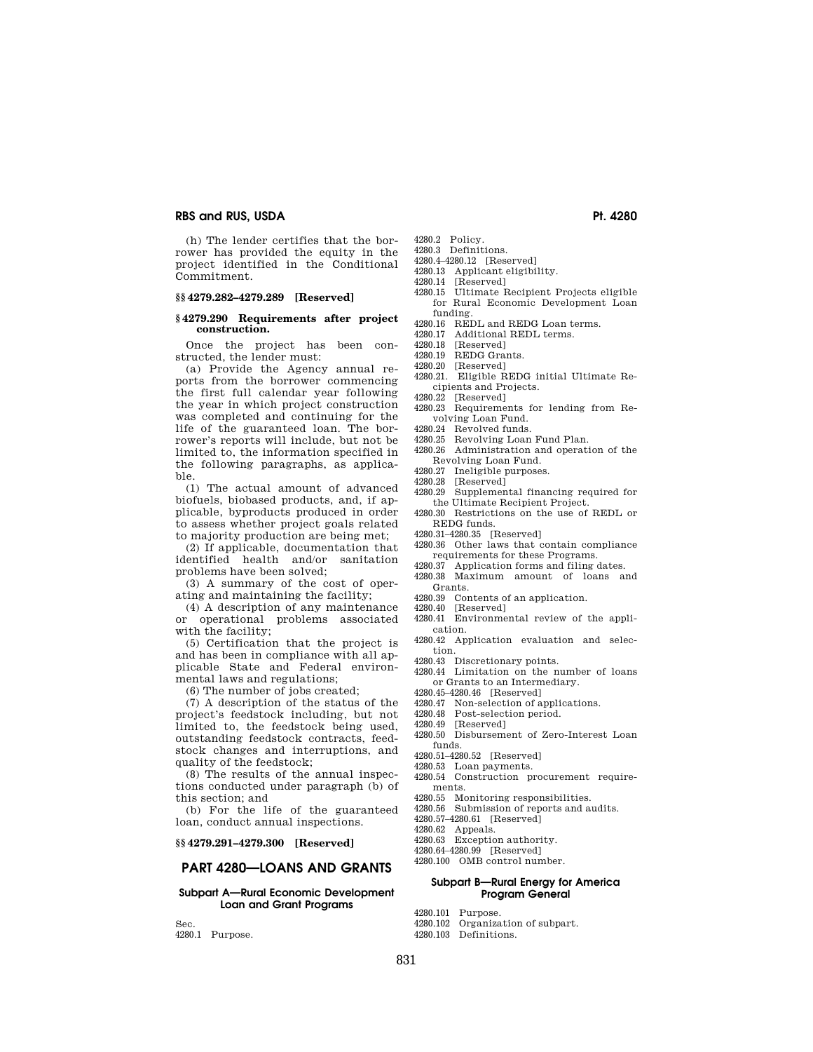(h) The lender certifies that the borrower has provided the equity in the project identified in the Conditional Commitment.

### §§ 4279.282–4279.289 [Reserved]

### § 4279.290 Requirements after project construction.

Once the project has been constructed, the lender must:

(a) Provide the Agency annual reports from the borrower commencing the first full calendar year following the year in which project construction was completed and continuing for the life of the guaranteed loan. The borrower's reports will include, but not be limited to, the information specified in the following paragraphs, as applicable.

(1) The actual amount of advanced biofuels, biobased products, and, if applicable, byproducts produced in order to assess whether project goals related to majority production are being met;

(2) If applicable, documentation that identified health and/or sanitation problems have been solved;

(3) A summary of the cost of operating and maintaining the facility;

(4) A description of any maintenance or operational problems associated with the facility;

(5) Certification that the project is and has been in compliance with all applicable State and Federal environmental laws and regulations;

(6) The number of jobs created;

(7) A description of the status of the project's feedstock including, but not limited to, the feedstock being used, outstanding feedstock contracts, feedstock changes and interruptions, and quality of the feedstock;

(8) The results of the annual inspections conducted under paragraph (b) of this section; and

(b) For the life of the guaranteed loan, conduct annual inspections.

### §§ 4279.291–4279.300 [Reserved]

# PART 4280—LOANS AND GRANTS

## Subpart A—Rural Economic Development Loan and Grant Programs

Sec.
4280.1 Purpose.
4280.2 Policy.
4280.3 Definitions.
4280.4–4280.12 [Reserved]
4280.13 Applicant eligibility.
4280.14 [Reserved]
4280.15 Ultimate Recipient Projects eligible for Rural Economic Development Loan funding.
4280.16 REDL and REDG Loan terms.
4280.17 Additional REDL terms.
4280.18 [Reserved]
4280.19 REDG Grants.
4280.20 [Reserved]
4280.21. Eligible REDG initial Ultimate Recipients and Projects.
4280.22 [Reserved]
4280.23 Requirements for lending from Revolving Loan Fund.
4280.24 Revolved funds.
4280.25 Revolving Loan Fund Plan.
4280.26 Administration and operation of the Revolving Loan Fund.
4280.27 Ineligible purposes.
4280.28 [Reserved]
4280.29 Supplemental financing required for the Ultimate Recipient Project.
4280.30 Restrictions on the use of REDL or REDG funds.
4280.31–4280.35 [Reserved]
4280.36 Other laws that contain compliance requirements for these Programs.
4280.37 Application forms and filing dates.
4280.38 Maximum amount of loans and Grants.
4280.39 Contents of an application.
4280.40 [Reserved]
4280.41 Environmental review of the application.
4280.42 Application evaluation and selection.
4280.43 Discretionary points.
4280.44 Limitation on the number of loans or Grants to an Intermediary.
4280.45–4280.46 [Reserved]
4280.47 Non-selection of applications.
4280.48 Post-selection period.
4280.49 [Reserved]
4280.50 Disbursement of Zero-Interest Loan funds.
4280.51–4280.52 [Reserved]
4280.53 Loan payments.
4280.54 Construction procurement requirements.
4280.55 Monitoring responsibilities.
4280.56 Submission of reports and audits.
4280.57–4280.61 [Reserved]
4280.62 Appeals.
4280.63 Exception authority.
4280.64–4280.99 [Reserved]
4280.100 OMB control number.

## Subpart B—Rural Energy for America Program General

4280.101 Purpose.
4280.102 Organization of subpart.
4280.103 Definitions.